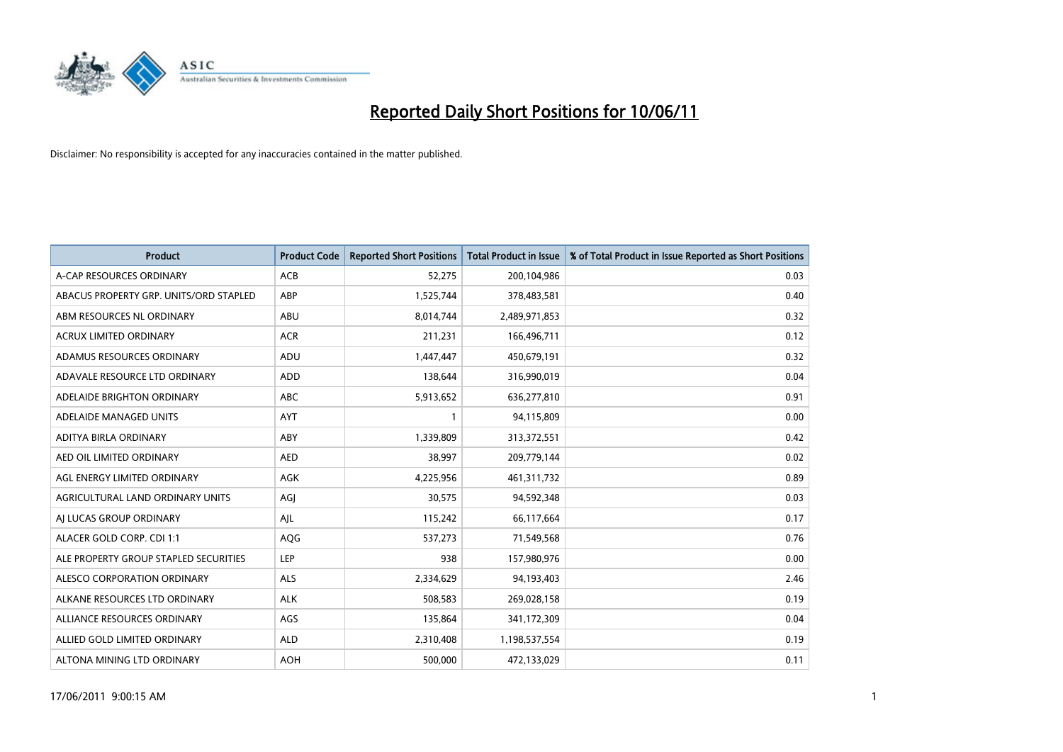# Reported Daily Short Positions for 10/06/11

Disclaimer: No responsibility is accepted for any inaccuracies contained in the matter published.

| Product | Product Code | Reported Short Positions | Total Product in Issue | % of Total Product in Issue Reported as Short Positions |
|---|---|---|---|---|
| A-CAP RESOURCES ORDINARY | ACB | 52,275 | 200,104,986 | 0.03 |
| ABACUS PROPERTY GRP. UNITS/ORD STAPLED | ABP | 1,525,744 | 378,483,581 | 0.40 |
| ABM RESOURCES NL ORDINARY | ABU | 8,014,744 | 2,489,971,853 | 0.32 |
| ACRUX LIMITED ORDINARY | ACR | 211,231 | 166,496,711 | 0.12 |
| ADAMUS RESOURCES ORDINARY | ADU | 1,447,447 | 450,679,191 | 0.32 |
| ADAVALE RESOURCE LTD ORDINARY | ADD | 138,644 | 316,990,019 | 0.04 |
| ADELAIDE BRIGHTON ORDINARY | ABC | 5,913,652 | 636,277,810 | 0.91 |
| ADELAIDE MANAGED UNITS | AYT | 1 | 94,115,809 | 0.00 |
| ADITYA BIRLA ORDINARY | ABY | 1,339,809 | 313,372,551 | 0.42 |
| AED OIL LIMITED ORDINARY | AED | 38,997 | 209,779,144 | 0.02 |
| AGL ENERGY LIMITED ORDINARY | AGK | 4,225,956 | 461,311,732 | 0.89 |
| AGRICULTURAL LAND ORDINARY UNITS | AGJ | 30,575 | 94,592,348 | 0.03 |
| AJ LUCAS GROUP ORDINARY | AJL | 115,242 | 66,117,664 | 0.17 |
| ALACER GOLD CORP. CDI 1:1 | AQG | 537,273 | 71,549,568 | 0.76 |
| ALE PROPERTY GROUP STAPLED SECURITIES | LEP | 938 | 157,980,976 | 0.00 |
| ALESCO CORPORATION ORDINARY | ALS | 2,334,629 | 94,193,403 | 2.46 |
| ALKANE RESOURCES LTD ORDINARY | ALK | 508,583 | 269,028,158 | 0.19 |
| ALLIANCE RESOURCES ORDINARY | AGS | 135,864 | 341,172,309 | 0.04 |
| ALLIED GOLD LIMITED ORDINARY | ALD | 2,310,408 | 1,198,537,554 | 0.19 |
| ALTONA MINING LTD ORDINARY | AOH | 500,000 | 472,133,029 | 0.11 |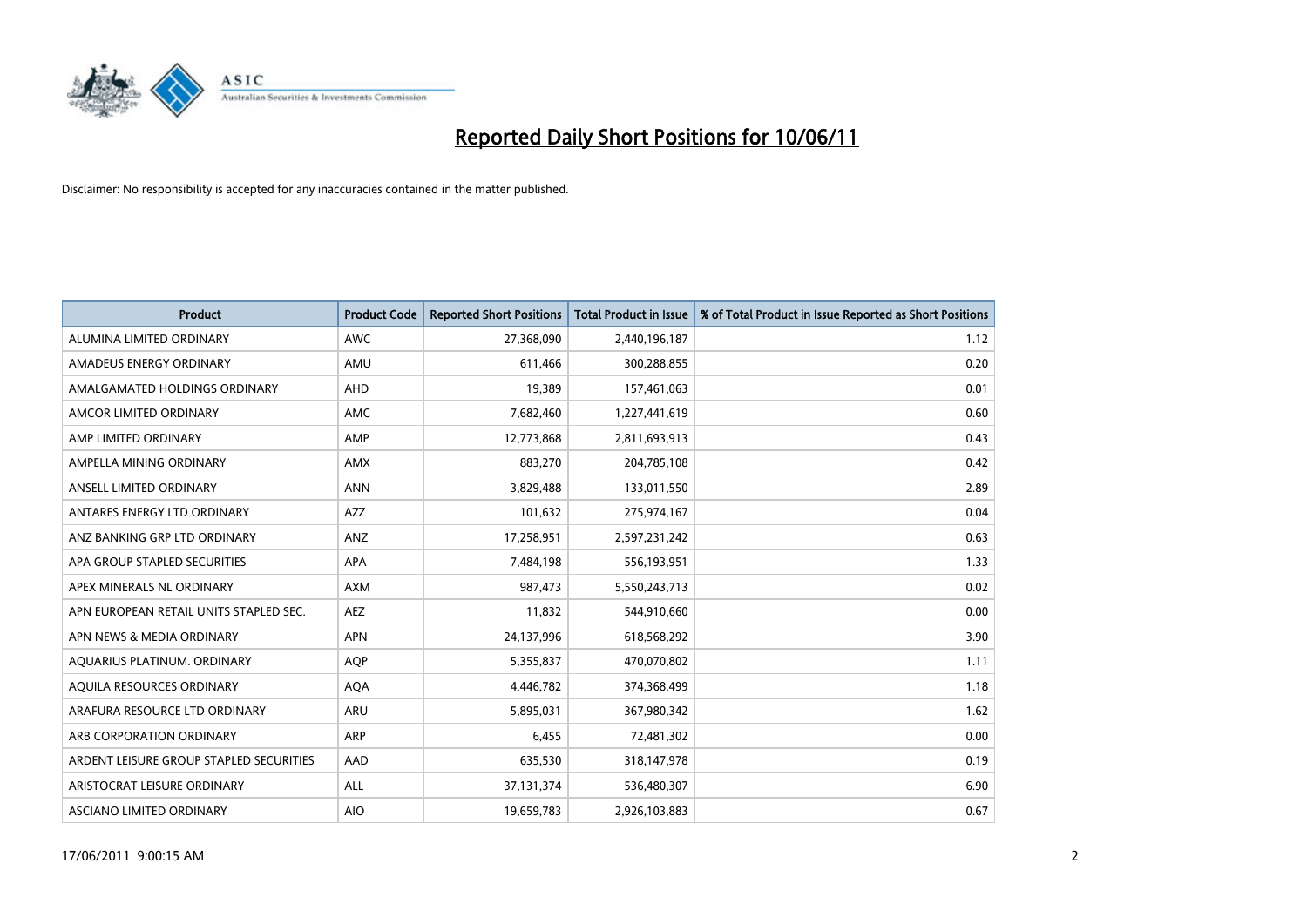# Reported Daily Short Positions for 10/06/11

Disclaimer: No responsibility is accepted for any inaccuracies contained in the matter published.

| Product | Product Code | Reported Short Positions | Total Product in Issue | % of Total Product in Issue Reported as Short Positions |
|---|---|---|---|---|
| ALUMINA LIMITED ORDINARY | AWC | 27,368,090 | 2,440,196,187 | 1.12 |
| AMADEUS ENERGY ORDINARY | AMU | 611,466 | 300,288,855 | 0.20 |
| AMALGAMATED HOLDINGS ORDINARY | AHD | 19,389 | 157,461,063 | 0.01 |
| AMCOR LIMITED ORDINARY | AMC | 7,682,460 | 1,227,441,619 | 0.60 |
| AMP LIMITED ORDINARY | AMP | 12,773,868 | 2,811,693,913 | 0.43 |
| AMPELLA MINING ORDINARY | AMX | 883,270 | 204,785,108 | 0.42 |
| ANSELL LIMITED ORDINARY | ANN | 3,829,488 | 133,011,550 | 2.89 |
| ANTARES ENERGY LTD ORDINARY | AZZ | 101,632 | 275,974,167 | 0.04 |
| ANZ BANKING GRP LTD ORDINARY | ANZ | 17,258,951 | 2,597,231,242 | 0.63 |
| APA GROUP STAPLED SECURITIES | APA | 7,484,198 | 556,193,951 | 1.33 |
| APEX MINERALS NL ORDINARY | AXM | 987,473 | 5,550,243,713 | 0.02 |
| APN EUROPEAN RETAIL UNITS STAPLED SEC. | AEZ | 11,832 | 544,910,660 | 0.00 |
| APN NEWS & MEDIA ORDINARY | APN | 24,137,996 | 618,568,292 | 3.90 |
| AQUARIUS PLATINUM. ORDINARY | AQP | 5,355,837 | 470,070,802 | 1.11 |
| AQUILA RESOURCES ORDINARY | AQA | 4,446,782 | 374,368,499 | 1.18 |
| ARAFURA RESOURCE LTD ORDINARY | ARU | 5,895,031 | 367,980,342 | 1.62 |
| ARB CORPORATION ORDINARY | ARP | 6,455 | 72,481,302 | 0.00 |
| ARDENT LEISURE GROUP STAPLED SECURITIES | AAD | 635,530 | 318,147,978 | 0.19 |
| ARISTOCRAT LEISURE ORDINARY | ALL | 37,131,374 | 536,480,307 | 6.90 |
| ASCIANO LIMITED ORDINARY | AIO | 19,659,783 | 2,926,103,883 | 0.67 |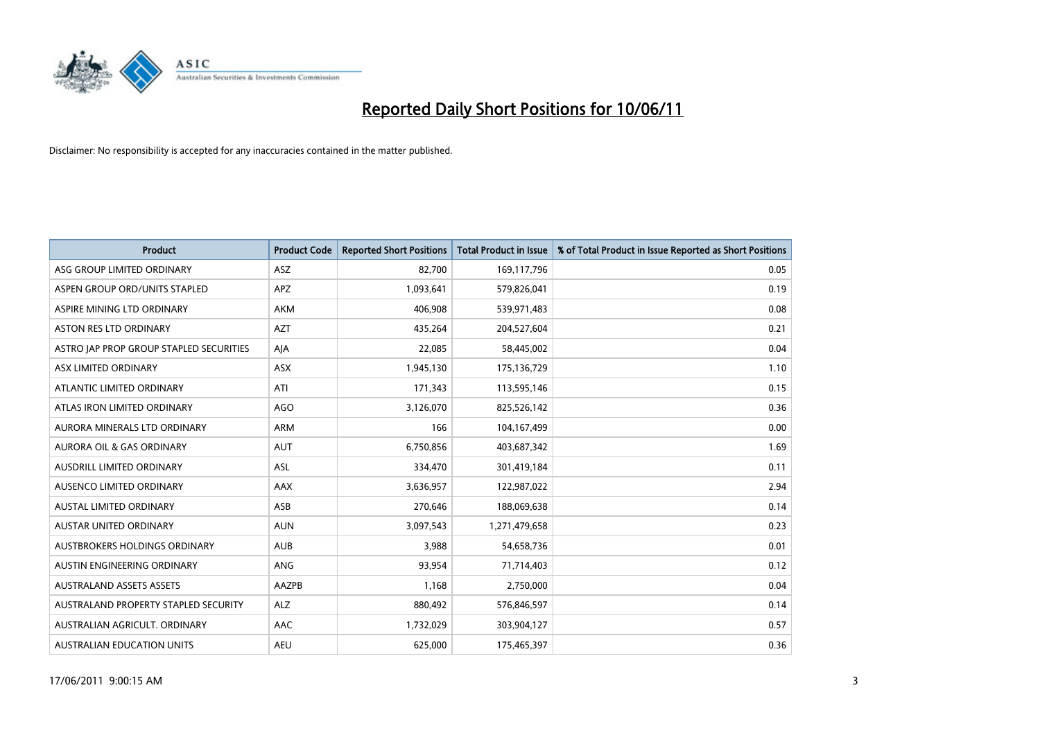# Reported Daily Short Positions for 10/06/11

Disclaimer: No responsibility is accepted for any inaccuracies contained in the matter published.

| Product | Product Code | Reported Short Positions | Total Product in Issue | % of Total Product in Issue Reported as Short Positions |
|---|---|---|---|---|
| ASG GROUP LIMITED ORDINARY | ASZ | 82,700 | 169,117,796 | 0.05 |
| ASPEN GROUP ORD/UNITS STAPLED | APZ | 1,093,641 | 579,826,041 | 0.19 |
| ASPIRE MINING LTD ORDINARY | AKM | 406,908 | 539,971,483 | 0.08 |
| ASTON RES LTD ORDINARY | AZT | 435,264 | 204,527,604 | 0.21 |
| ASTRO JAP PROP GROUP STAPLED SECURITIES | AJA | 22,085 | 58,445,002 | 0.04 |
| ASX LIMITED ORDINARY | ASX | 1,945,130 | 175,136,729 | 1.10 |
| ATLANTIC LIMITED ORDINARY | ATI | 171,343 | 113,595,146 | 0.15 |
| ATLAS IRON LIMITED ORDINARY | AGO | 3,126,070 | 825,526,142 | 0.36 |
| AURORA MINERALS LTD ORDINARY | ARM | 166 | 104,167,499 | 0.00 |
| AURORA OIL & GAS ORDINARY | AUT | 6,750,856 | 403,687,342 | 1.69 |
| AUSDRILL LIMITED ORDINARY | ASL | 334,470 | 301,419,184 | 0.11 |
| AUSENCO LIMITED ORDINARY | AAX | 3,636,957 | 122,987,022 | 2.94 |
| AUSTAL LIMITED ORDINARY | ASB | 270,646 | 188,069,638 | 0.14 |
| AUSTAR UNITED ORDINARY | AUN | 3,097,543 | 1,271,479,658 | 0.23 |
| AUSTBROKERS HOLDINGS ORDINARY | AUB | 3,988 | 54,658,736 | 0.01 |
| AUSTIN ENGINEERING ORDINARY | ANG | 93,954 | 71,714,403 | 0.12 |
| AUSTRALAND ASSETS ASSETS | AAZPB | 1,168 | 2,750,000 | 0.04 |
| AUSTRALAND PROPERTY STAPLED SECURITY | ALZ | 880,492 | 576,846,597 | 0.14 |
| AUSTRALIAN AGRICULT. ORDINARY | AAC | 1,732,029 | 303,904,127 | 0.57 |
| AUSTRALIAN EDUCATION UNITS | AEU | 625,000 | 175,465,397 | 0.36 |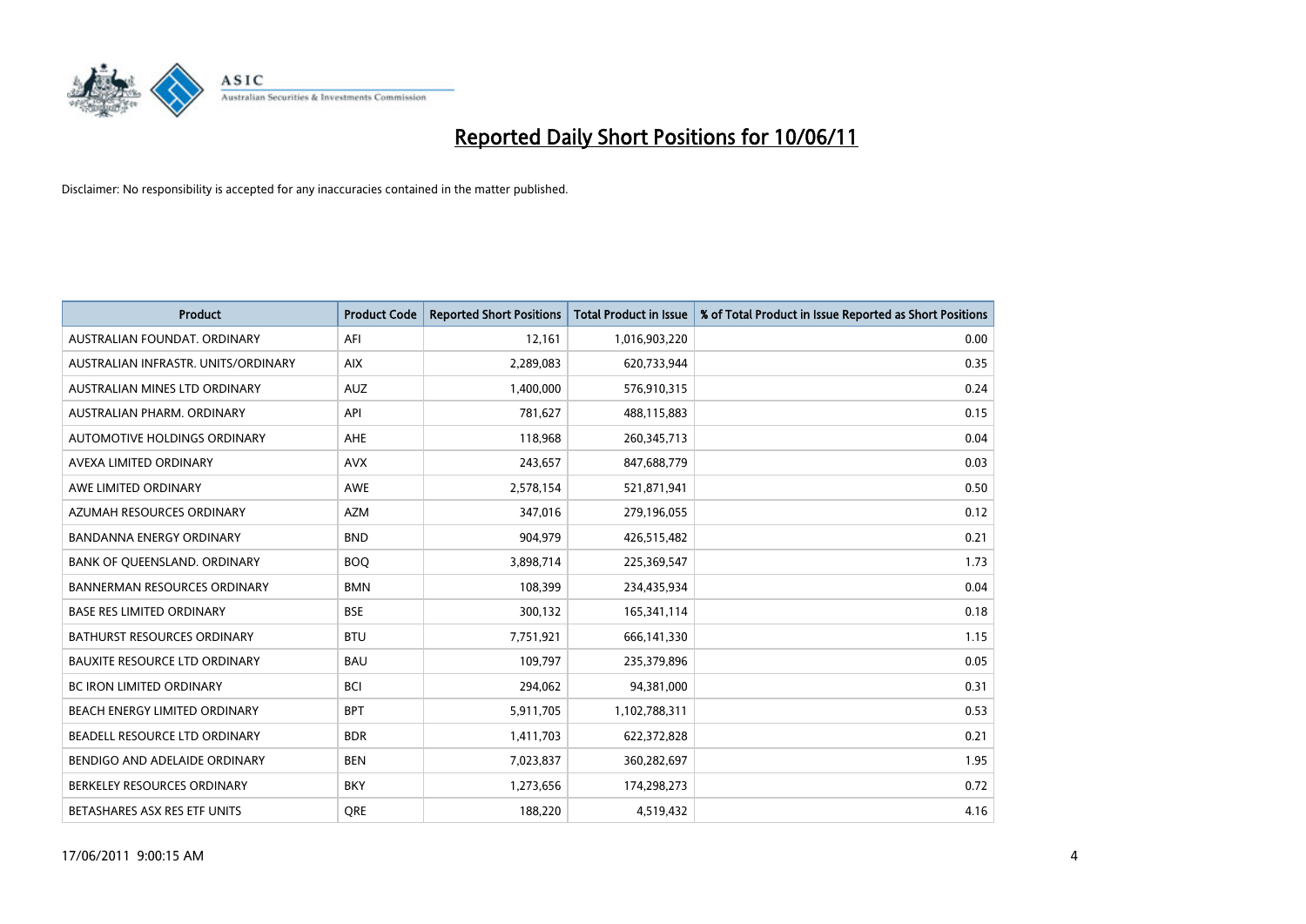# Reported Daily Short Positions for 10/06/11

Disclaimer: No responsibility is accepted for any inaccuracies contained in the matter published.

| Product | Product Code | Reported Short Positions | Total Product in Issue | % of Total Product in Issue Reported as Short Positions |
|---|---|---|---|---|
| AUSTRALIAN FOUNDAT. ORDINARY | AFI | 12,161 | 1,016,903,220 | 0.00 |
| AUSTRALIAN INFRASTR. UNITS/ORDINARY | AIX | 2,289,083 | 620,733,944 | 0.35 |
| AUSTRALIAN MINES LTD ORDINARY | AUZ | 1,400,000 | 576,910,315 | 0.24 |
| AUSTRALIAN PHARM. ORDINARY | API | 781,627 | 488,115,883 | 0.15 |
| AUTOMOTIVE HOLDINGS ORDINARY | AHE | 118,968 | 260,345,713 | 0.04 |
| AVEXA LIMITED ORDINARY | AVX | 243,657 | 847,688,779 | 0.03 |
| AWE LIMITED ORDINARY | AWE | 2,578,154 | 521,871,941 | 0.50 |
| AZUMAH RESOURCES ORDINARY | AZM | 347,016 | 279,196,055 | 0.12 |
| BANDANNA ENERGY ORDINARY | BND | 904,979 | 426,515,482 | 0.21 |
| BANK OF QUEENSLAND. ORDINARY | BOQ | 3,898,714 | 225,369,547 | 1.73 |
| BANNERMAN RESOURCES ORDINARY | BMN | 108,399 | 234,435,934 | 0.04 |
| BASE RES LIMITED ORDINARY | BSE | 300,132 | 165,341,114 | 0.18 |
| BATHURST RESOURCES ORDINARY | BTU | 7,751,921 | 666,141,330 | 1.15 |
| BAUXITE RESOURCE LTD ORDINARY | BAU | 109,797 | 235,379,896 | 0.05 |
| BC IRON LIMITED ORDINARY | BCI | 294,062 | 94,381,000 | 0.31 |
| BEACH ENERGY LIMITED ORDINARY | BPT | 5,911,705 | 1,102,788,311 | 0.53 |
| BEADELL RESOURCE LTD ORDINARY | BDR | 1,411,703 | 622,372,828 | 0.21 |
| BENDIGO AND ADELAIDE ORDINARY | BEN | 7,023,837 | 360,282,697 | 1.95 |
| BERKELEY RESOURCES ORDINARY | BKY | 1,273,656 | 174,298,273 | 0.72 |
| BETASHARES ASX RES ETF UNITS | QRE | 188,220 | 4,519,432 | 4.16 |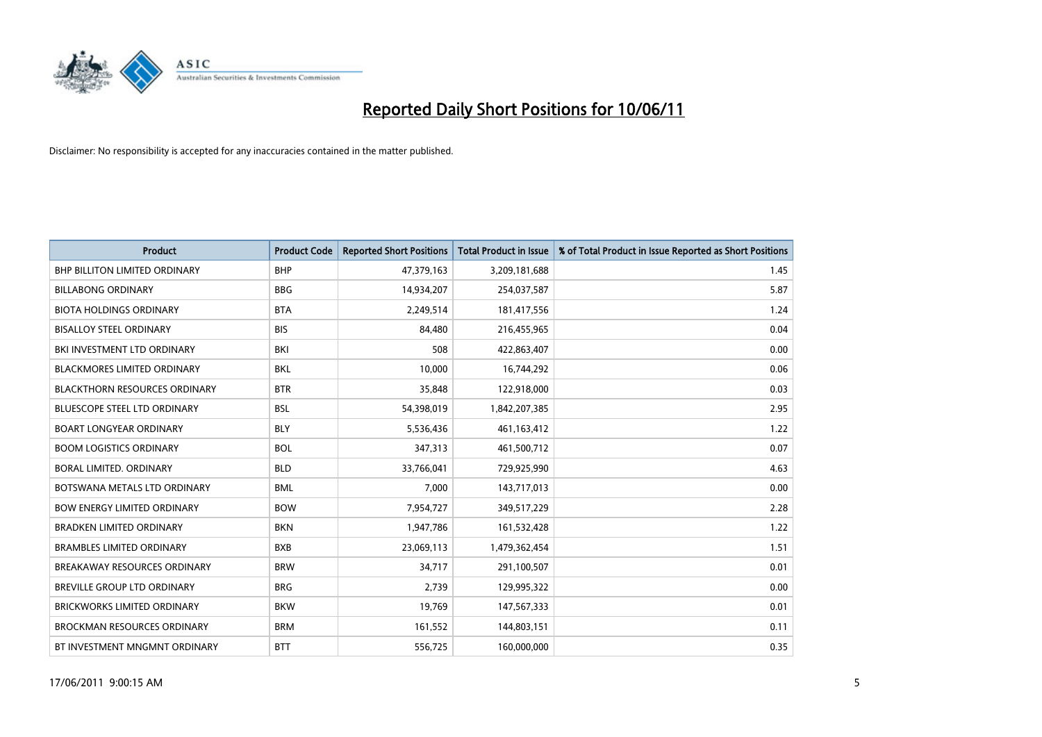# Reported Daily Short Positions for 10/06/11

Disclaimer: No responsibility is accepted for any inaccuracies contained in the matter published.

| Product | Product Code | Reported Short Positions | Total Product in Issue | % of Total Product in Issue Reported as Short Positions |
|---|---|---|---|---|
| BHP BILLITON LIMITED ORDINARY | BHP | 47,379,163 | 3,209,181,688 | 1.45 |
| BILLABONG ORDINARY | BBG | 14,934,207 | 254,037,587 | 5.87 |
| BIOTA HOLDINGS ORDINARY | BTA | 2,249,514 | 181,417,556 | 1.24 |
| BISALLOY STEEL ORDINARY | BIS | 84,480 | 216,455,965 | 0.04 |
| BKI INVESTMENT LTD ORDINARY | BKI | 508 | 422,863,407 | 0.00 |
| BLACKMORES LIMITED ORDINARY | BKL | 10,000 | 16,744,292 | 0.06 |
| BLACKTHORN RESOURCES ORDINARY | BTR | 35,848 | 122,918,000 | 0.03 |
| BLUESCOPE STEEL LTD ORDINARY | BSL | 54,398,019 | 1,842,207,385 | 2.95 |
| BOART LONGYEAR ORDINARY | BLY | 5,536,436 | 461,163,412 | 1.22 |
| BOOM LOGISTICS ORDINARY | BOL | 347,313 | 461,500,712 | 0.07 |
| BORAL LIMITED. ORDINARY | BLD | 33,766,041 | 729,925,990 | 4.63 |
| BOTSWANA METALS LTD ORDINARY | BML | 7,000 | 143,717,013 | 0.00 |
| BOW ENERGY LIMITED ORDINARY | BOW | 7,954,727 | 349,517,229 | 2.28 |
| BRADKEN LIMITED ORDINARY | BKN | 1,947,786 | 161,532,428 | 1.22 |
| BRAMBLES LIMITED ORDINARY | BXB | 23,069,113 | 1,479,362,454 | 1.51 |
| BREAKAWAY RESOURCES ORDINARY | BRW | 34,717 | 291,100,507 | 0.01 |
| BREVILLE GROUP LTD ORDINARY | BRG | 2,739 | 129,995,322 | 0.00 |
| BRICKWORKS LIMITED ORDINARY | BKW | 19,769 | 147,567,333 | 0.01 |
| BROCKMAN RESOURCES ORDINARY | BRM | 161,552 | 144,803,151 | 0.11 |
| BT INVESTMENT MNGMNT ORDINARY | BTT | 556,725 | 160,000,000 | 0.35 |

17/06/2011 9:00:15 AM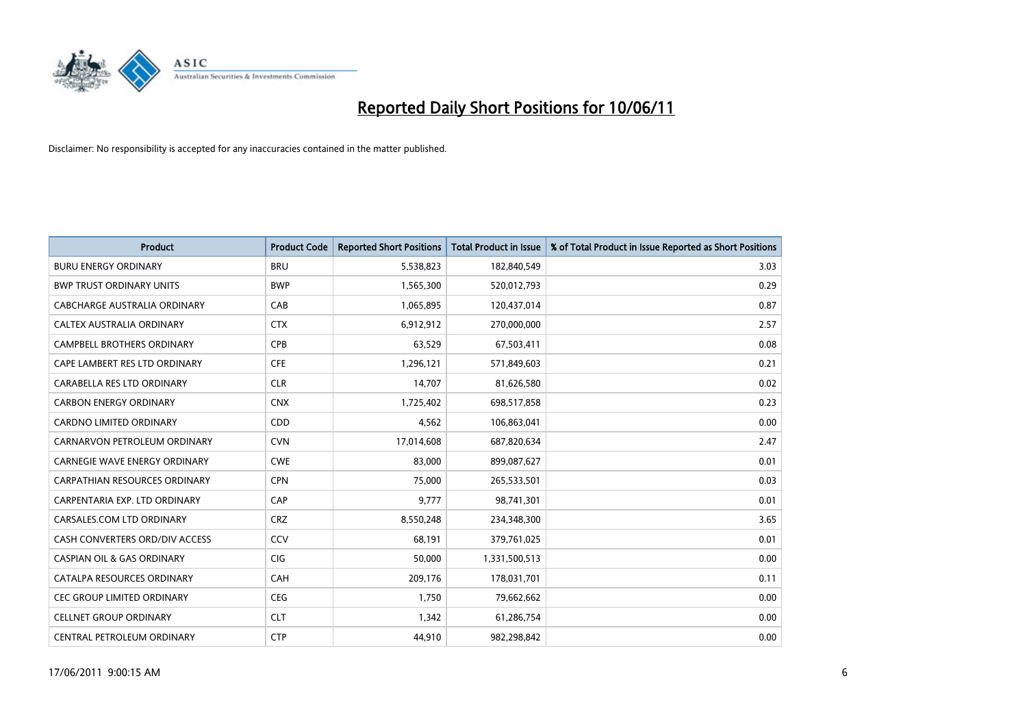# Reported Daily Short Positions for 10/06/11

Disclaimer: No responsibility is accepted for any inaccuracies contained in the matter published.

| Product | Product Code | Reported Short Positions | Total Product in Issue | % of Total Product in Issue Reported as Short Positions |
|---|---|---|---|---|
| BURU ENERGY ORDINARY | BRU | 5,538,823 | 182,840,549 | 3.03 |
| BWP TRUST ORDINARY UNITS | BWP | 1,565,300 | 520,012,793 | 0.29 |
| CABCHARGE AUSTRALIA ORDINARY | CAB | 1,065,895 | 120,437,014 | 0.87 |
| CALTEX AUSTRALIA ORDINARY | CTX | 6,912,912 | 270,000,000 | 2.57 |
| CAMPBELL BROTHERS ORDINARY | CPB | 63,529 | 67,503,411 | 0.08 |
| CAPE LAMBERT RES LTD ORDINARY | CFE | 1,296,121 | 571,849,603 | 0.21 |
| CARABELLA RES LTD ORDINARY | CLR | 14,707 | 81,626,580 | 0.02 |
| CARBON ENERGY ORDINARY | CNX | 1,725,402 | 698,517,858 | 0.23 |
| CARDNO LIMITED ORDINARY | CDD | 4,562 | 106,863,041 | 0.00 |
| CARNARVON PETROLEUM ORDINARY | CVN | 17,014,608 | 687,820,634 | 2.47 |
| CARNEGIE WAVE ENERGY ORDINARY | CWE | 83,000 | 899,087,627 | 0.01 |
| CARPATHIAN RESOURCES ORDINARY | CPN | 75,000 | 265,533,501 | 0.03 |
| CARPENTARIA EXP. LTD ORDINARY | CAP | 9,777 | 98,741,301 | 0.01 |
| CARSALES.COM LTD ORDINARY | CRZ | 8,550,248 | 234,348,300 | 3.65 |
| CASH CONVERTERS ORD/DIV ACCESS | CCV | 68,191 | 379,761,025 | 0.01 |
| CASPIAN OIL & GAS ORDINARY | CIG | 50,000 | 1,331,500,513 | 0.00 |
| CATALPA RESOURCES ORDINARY | CAH | 209,176 | 178,031,701 | 0.11 |
| CEC GROUP LIMITED ORDINARY | CEG | 1,750 | 79,662,662 | 0.00 |
| CELLNET GROUP ORDINARY | CLT | 1,342 | 61,286,754 | 0.00 |
| CENTRAL PETROLEUM ORDINARY | CTP | 44,910 | 982,298,842 | 0.00 |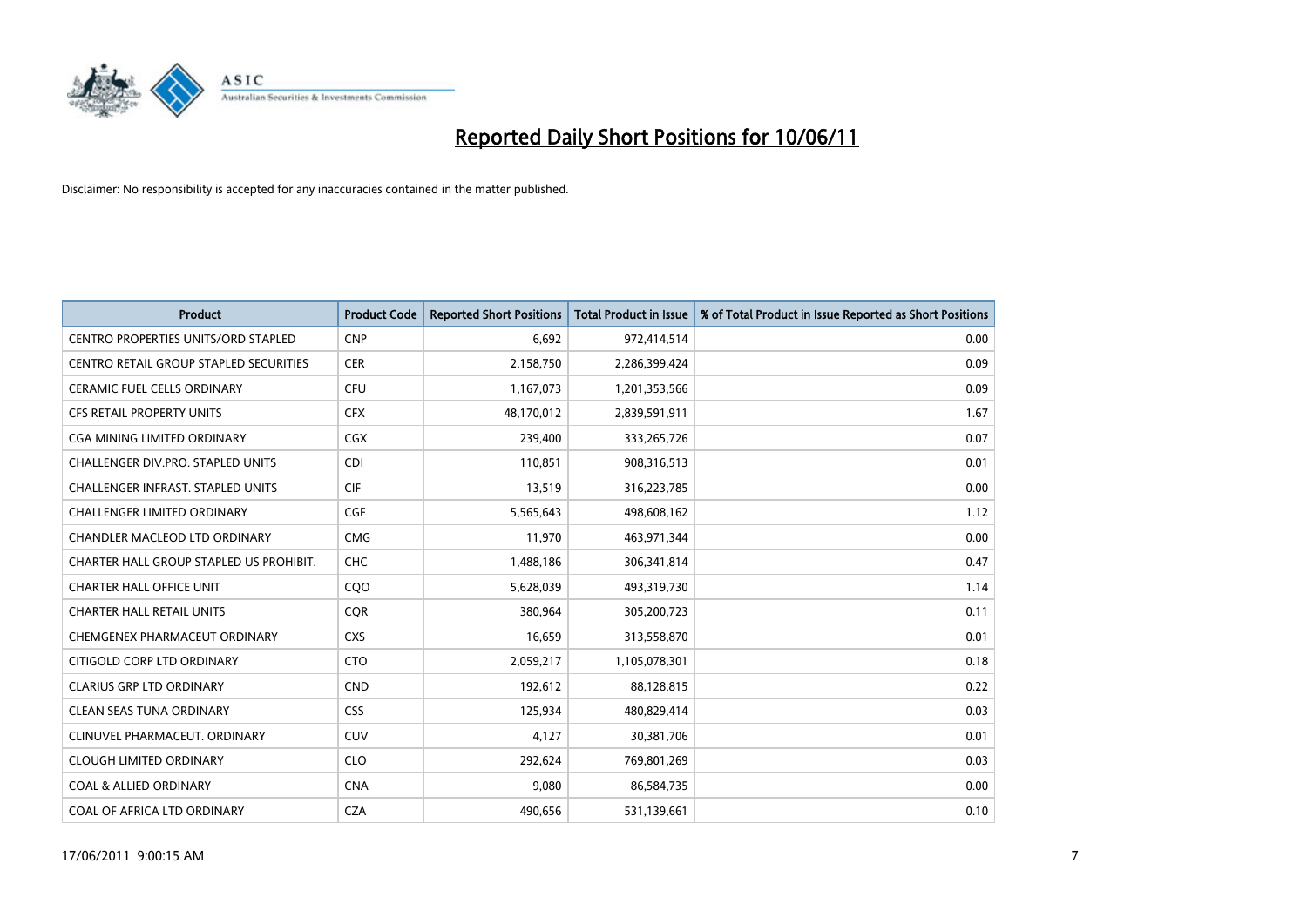# Reported Daily Short Positions for 10/06/11

Disclaimer: No responsibility is accepted for any inaccuracies contained in the matter published.

| Product | Product Code | Reported Short Positions | Total Product in Issue | % of Total Product in Issue Reported as Short Positions |
|---|---|---|---|---|
| CENTRO PROPERTIES UNITS/ORD STAPLED | CNP | 6,692 | 972,414,514 | 0.00 |
| CENTRO RETAIL GROUP STAPLED SECURITIES | CER | 2,158,750 | 2,286,399,424 | 0.09 |
| CERAMIC FUEL CELLS ORDINARY | CFU | 1,167,073 | 1,201,353,566 | 0.09 |
| CFS RETAIL PROPERTY UNITS | CFX | 48,170,012 | 2,839,591,911 | 1.67 |
| CGA MINING LIMITED ORDINARY | CGX | 239,400 | 333,265,726 | 0.07 |
| CHALLENGER DIV.PRO. STAPLED UNITS | CDI | 110,851 | 908,316,513 | 0.01 |
| CHALLENGER INFRAST. STAPLED UNITS | CIF | 13,519 | 316,223,785 | 0.00 |
| CHALLENGER LIMITED ORDINARY | CGF | 5,565,643 | 498,608,162 | 1.12 |
| CHANDLER MACLEOD LTD ORDINARY | CMG | 11,970 | 463,971,344 | 0.00 |
| CHARTER HALL GROUP STAPLED US PROHIBIT. | CHC | 1,488,186 | 306,341,814 | 0.47 |
| CHARTER HALL OFFICE UNIT | CQO | 5,628,039 | 493,319,730 | 1.14 |
| CHARTER HALL RETAIL UNITS | CQR | 380,964 | 305,200,723 | 0.11 |
| CHEMGENEX PHARMACEUT ORDINARY | CXS | 16,659 | 313,558,870 | 0.01 |
| CITIGOLD CORP LTD ORDINARY | CTO | 2,059,217 | 1,105,078,301 | 0.18 |
| CLARIUS GRP LTD ORDINARY | CND | 192,612 | 88,128,815 | 0.22 |
| CLEAN SEAS TUNA ORDINARY | CSS | 125,934 | 480,829,414 | 0.03 |
| CLINUVEL PHARMACEUT. ORDINARY | CUV | 4,127 | 30,381,706 | 0.01 |
| CLOUGH LIMITED ORDINARY | CLO | 292,624 | 769,801,269 | 0.03 |
| COAL & ALLIED ORDINARY | CNA | 9,080 | 86,584,735 | 0.00 |
| COAL OF AFRICA LTD ORDINARY | CZA | 490,656 | 531,139,661 | 0.10 |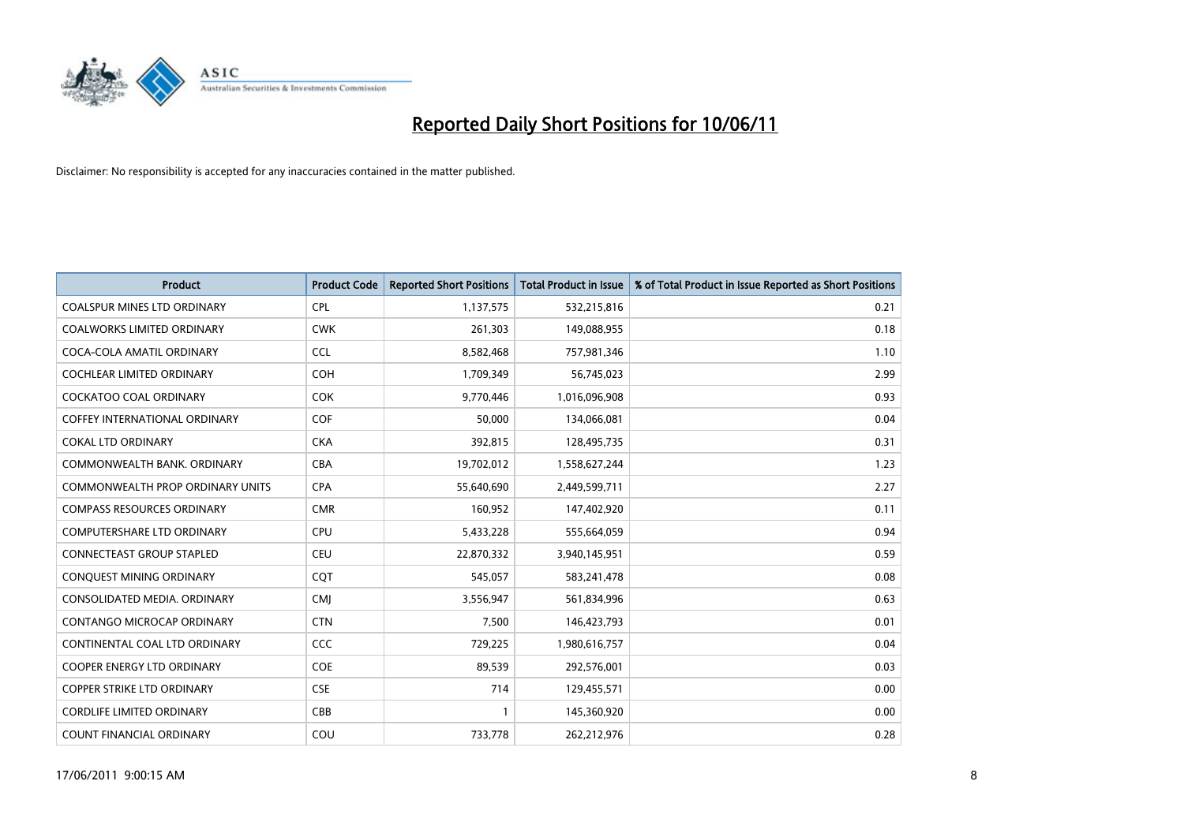# Reported Daily Short Positions for 10/06/11

Disclaimer: No responsibility is accepted for any inaccuracies contained in the matter published.

| Product | Product Code | Reported Short Positions | Total Product in Issue | % of Total Product in Issue Reported as Short Positions |
|---|---|---|---|---|
| COALSPUR MINES LTD ORDINARY | CPL | 1,137,575 | 532,215,816 | 0.21 |
| COALWORKS LIMITED ORDINARY | CWK | 261,303 | 149,088,955 | 0.18 |
| COCA-COLA AMATIL ORDINARY | CCL | 8,582,468 | 757,981,346 | 1.10 |
| COCHLEAR LIMITED ORDINARY | COH | 1,709,349 | 56,745,023 | 2.99 |
| COCKATOO COAL ORDINARY | COK | 9,770,446 | 1,016,096,908 | 0.93 |
| COFFEY INTERNATIONAL ORDINARY | COF | 50,000 | 134,066,081 | 0.04 |
| COKAL LTD ORDINARY | CKA | 392,815 | 128,495,735 | 0.31 |
| COMMONWEALTH BANK. ORDINARY | CBA | 19,702,012 | 1,558,627,244 | 1.23 |
| COMMONWEALTH PROP ORDINARY UNITS | CPA | 55,640,690 | 2,449,599,711 | 2.27 |
| COMPASS RESOURCES ORDINARY | CMR | 160,952 | 147,402,920 | 0.11 |
| COMPUTERSHARE LTD ORDINARY | CPU | 5,433,228 | 555,664,059 | 0.94 |
| CONNECTEAST GROUP STAPLED | CEU | 22,870,332 | 3,940,145,951 | 0.59 |
| CONQUEST MINING ORDINARY | CQT | 545,057 | 583,241,478 | 0.08 |
| CONSOLIDATED MEDIA. ORDINARY | CMJ | 3,556,947 | 561,834,996 | 0.63 |
| CONTANGO MICROCAP ORDINARY | CTN | 7,500 | 146,423,793 | 0.01 |
| CONTINENTAL COAL LTD ORDINARY | CCC | 729,225 | 1,980,616,757 | 0.04 |
| COOPER ENERGY LTD ORDINARY | COE | 89,539 | 292,576,001 | 0.03 |
| COPPER STRIKE LTD ORDINARY | CSE | 714 | 129,455,571 | 0.00 |
| CORDLIFE LIMITED ORDINARY | CBB | 1 | 145,360,920 | 0.00 |
| COUNT FINANCIAL ORDINARY | COU | 733,778 | 262,212,976 | 0.28 |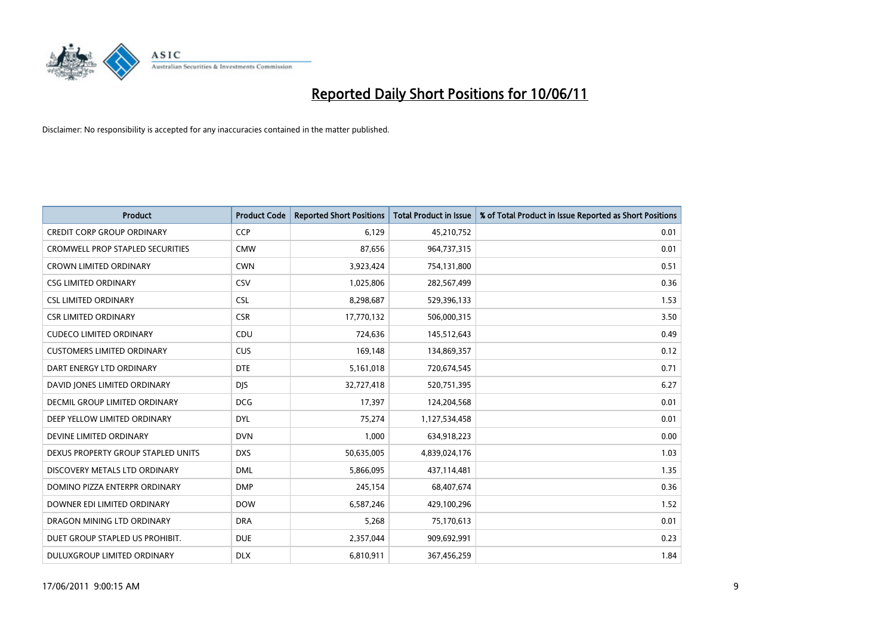# Reported Daily Short Positions for 10/06/11

Disclaimer: No responsibility is accepted for any inaccuracies contained in the matter published.

| Product | Product Code | Reported Short Positions | Total Product in Issue | % of Total Product in Issue Reported as Short Positions |
| --- | --- | --- | --- | --- |
| CREDIT CORP GROUP ORDINARY | CCP | 6,129 | 45,210,752 | 0.01 |
| CROMWELL PROP STAPLED SECURITIES | CMW | 87,656 | 964,737,315 | 0.01 |
| CROWN LIMITED ORDINARY | CWN | 3,923,424 | 754,131,800 | 0.51 |
| CSG LIMITED ORDINARY | CSV | 1,025,806 | 282,567,499 | 0.36 |
| CSL LIMITED ORDINARY | CSL | 8,298,687 | 529,396,133 | 1.53 |
| CSR LIMITED ORDINARY | CSR | 17,770,132 | 506,000,315 | 3.50 |
| CUDECO LIMITED ORDINARY | CDU | 724,636 | 145,512,643 | 0.49 |
| CUSTOMERS LIMITED ORDINARY | CUS | 169,148 | 134,869,357 | 0.12 |
| DART ENERGY LTD ORDINARY | DTE | 5,161,018 | 720,674,545 | 0.71 |
| DAVID JONES LIMITED ORDINARY | DJS | 32,727,418 | 520,751,395 | 6.27 |
| DECMIL GROUP LIMITED ORDINARY | DCG | 17,397 | 124,204,568 | 0.01 |
| DEEP YELLOW LIMITED ORDINARY | DYL | 75,274 | 1,127,534,458 | 0.01 |
| DEVINE LIMITED ORDINARY | DVN | 1,000 | 634,918,223 | 0.00 |
| DEXUS PROPERTY GROUP STAPLED UNITS | DXS | 50,635,005 | 4,839,024,176 | 1.03 |
| DISCOVERY METALS LTD ORDINARY | DML | 5,866,095 | 437,114,481 | 1.35 |
| DOMINO PIZZA ENTERPR ORDINARY | DMP | 245,154 | 68,407,674 | 0.36 |
| DOWNER EDI LIMITED ORDINARY | DOW | 6,587,246 | 429,100,296 | 1.52 |
| DRAGON MINING LTD ORDINARY | DRA | 5,268 | 75,170,613 | 0.01 |
| DUET GROUP STAPLED US PROHIBIT. | DUE | 2,357,044 | 909,692,991 | 0.23 |
| DULUXGROUP LIMITED ORDINARY | DLX | 6,810,911 | 367,456,259 | 1.84 |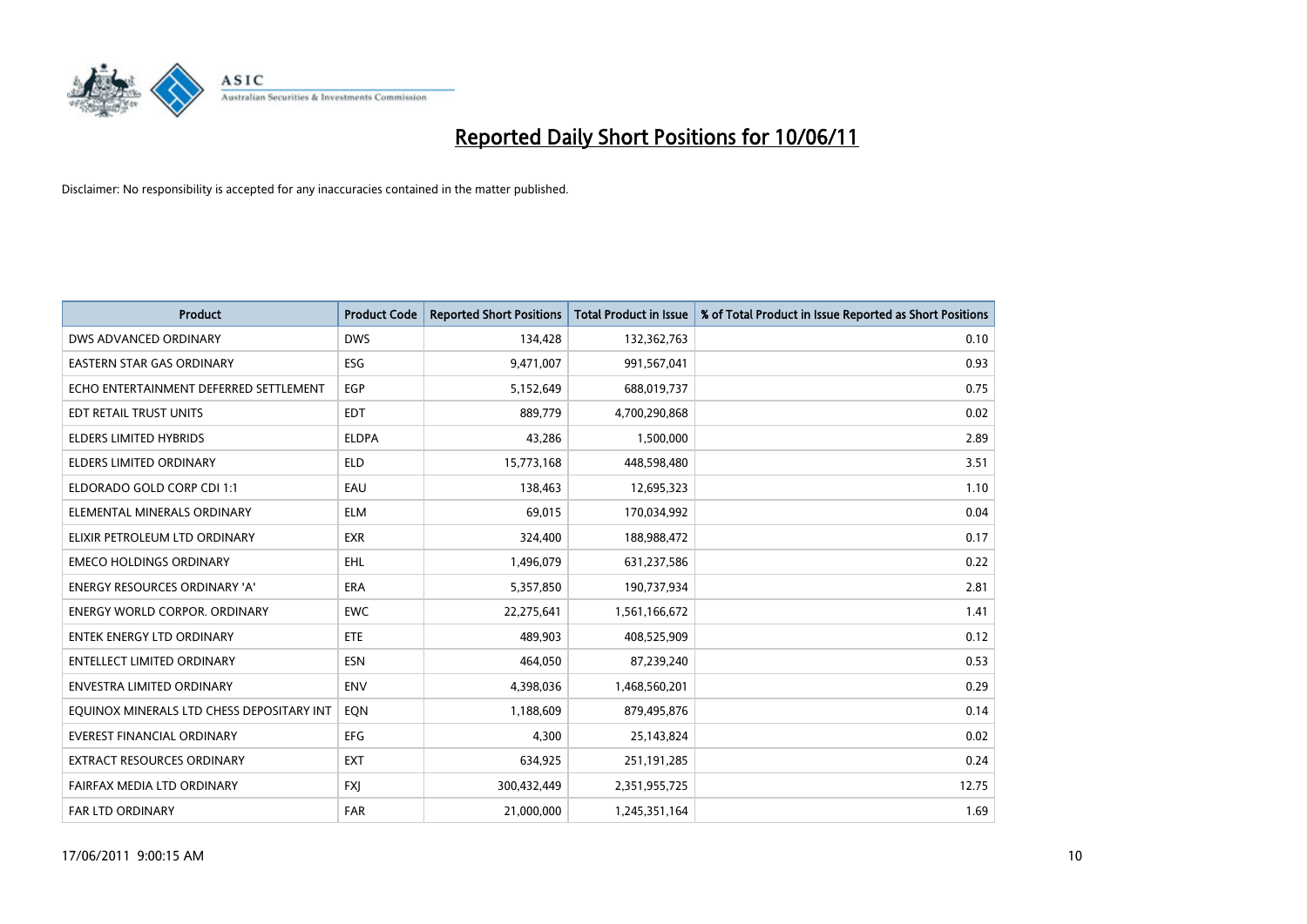# Reported Daily Short Positions for 10/06/11

Disclaimer: No responsibility is accepted for any inaccuracies contained in the matter published.

| Product | Product Code | Reported Short Positions | Total Product in Issue | % of Total Product in Issue Reported as Short Positions |
|---|---|---|---|---|
| DWS ADVANCED ORDINARY | DWS | 134,428 | 132,362,763 | 0.10 |
| EASTERN STAR GAS ORDINARY | ESG | 9,471,007 | 991,567,041 | 0.93 |
| ECHO ENTERTAINMENT DEFERRED SETTLEMENT | EGP | 5,152,649 | 688,019,737 | 0.75 |
| EDT RETAIL TRUST UNITS | EDT | 889,779 | 4,700,290,868 | 0.02 |
| ELDERS LIMITED HYBRIDS | ELDPA | 43,286 | 1,500,000 | 2.89 |
| ELDERS LIMITED ORDINARY | ELD | 15,773,168 | 448,598,480 | 3.51 |
| ELDORADO GOLD CORP CDI 1:1 | EAU | 138,463 | 12,695,323 | 1.10 |
| ELEMENTAL MINERALS ORDINARY | ELM | 69,015 | 170,034,992 | 0.04 |
| ELIXIR PETROLEUM LTD ORDINARY | EXR | 324,400 | 188,988,472 | 0.17 |
| EMECO HOLDINGS ORDINARY | EHL | 1,496,079 | 631,237,586 | 0.22 |
| ENERGY RESOURCES ORDINARY 'A' | ERA | 5,357,850 | 190,737,934 | 2.81 |
| ENERGY WORLD CORPOR. ORDINARY | EWC | 22,275,641 | 1,561,166,672 | 1.41 |
| ENTEK ENERGY LTD ORDINARY | ETE | 489,903 | 408,525,909 | 0.12 |
| ENTELLECT LIMITED ORDINARY | ESN | 464,050 | 87,239,240 | 0.53 |
| ENVESTRA LIMITED ORDINARY | ENV | 4,398,036 | 1,468,560,201 | 0.29 |
| EQUINOX MINERALS LTD CHESS DEPOSITARY INT | EQN | 1,188,609 | 879,495,876 | 0.14 |
| EVEREST FINANCIAL ORDINARY | EFG | 4,300 | 25,143,824 | 0.02 |
| EXTRACT RESOURCES ORDINARY | EXT | 634,925 | 251,191,285 | 0.24 |
| FAIRFAX MEDIA LTD ORDINARY | FXJ | 300,432,449 | 2,351,955,725 | 12.75 |
| FAR LTD ORDINARY | FAR | 21,000,000 | 1,245,351,164 | 1.69 |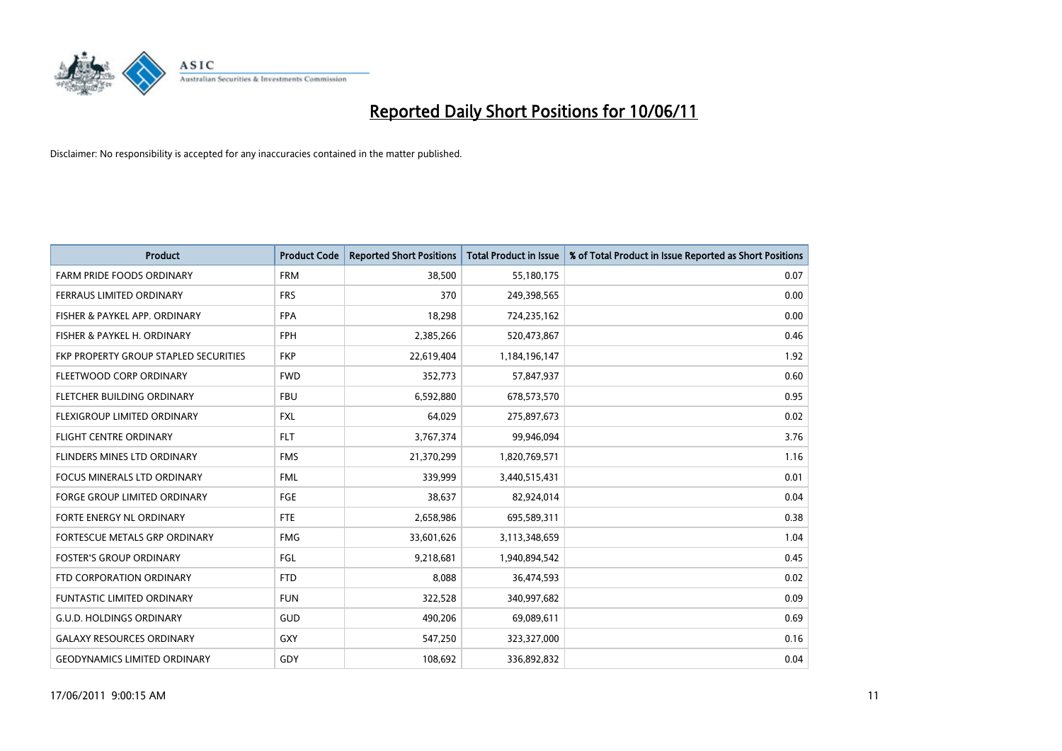# Reported Daily Short Positions for 10/06/11

Disclaimer: No responsibility is accepted for any inaccuracies contained in the matter published.

| Product | Product Code | Reported Short Positions | Total Product in Issue | % of Total Product in Issue Reported as Short Positions |
|---|---|---|---|---|
| FARM PRIDE FOODS ORDINARY | FRM | 38,500 | 55,180,175 | 0.07 |
| FERRAUS LIMITED ORDINARY | FRS | 370 | 249,398,565 | 0.00 |
| FISHER & PAYKEL APP. ORDINARY | FPA | 18,298 | 724,235,162 | 0.00 |
| FISHER & PAYKEL H. ORDINARY | FPH | 2,385,266 | 520,473,867 | 0.46 |
| FKP PROPERTY GROUP STAPLED SECURITIES | FKP | 22,619,404 | 1,184,196,147 | 1.92 |
| FLEETWOOD CORP ORDINARY | FWD | 352,773 | 57,847,937 | 0.60 |
| FLETCHER BUILDING ORDINARY | FBU | 6,592,880 | 678,573,570 | 0.95 |
| FLEXIGROUP LIMITED ORDINARY | FXL | 64,029 | 275,897,673 | 0.02 |
| FLIGHT CENTRE ORDINARY | FLT | 3,767,374 | 99,946,094 | 3.76 |
| FLINDERS MINES LTD ORDINARY | FMS | 21,370,299 | 1,820,769,571 | 1.16 |
| FOCUS MINERALS LTD ORDINARY | FML | 339,999 | 3,440,515,431 | 0.01 |
| FORGE GROUP LIMITED ORDINARY | FGE | 38,637 | 82,924,014 | 0.04 |
| FORTE ENERGY NL ORDINARY | FTE | 2,658,986 | 695,589,311 | 0.38 |
| FORTESCUE METALS GRP ORDINARY | FMG | 33,601,626 | 3,113,348,659 | 1.04 |
| FOSTER'S GROUP ORDINARY | FGL | 9,218,681 | 1,940,894,542 | 0.45 |
| FTD CORPORATION ORDINARY | FTD | 8,088 | 36,474,593 | 0.02 |
| FUNTASTIC LIMITED ORDINARY | FUN | 322,528 | 340,997,682 | 0.09 |
| G.U.D. HOLDINGS ORDINARY | GUD | 490,206 | 69,089,611 | 0.69 |
| GALAXY RESOURCES ORDINARY | GXY | 547,250 | 323,327,000 | 0.16 |
| GEODYNAMICS LIMITED ORDINARY | GDY | 108,692 | 336,892,832 | 0.04 |

17/06/2011 9:00:15 AM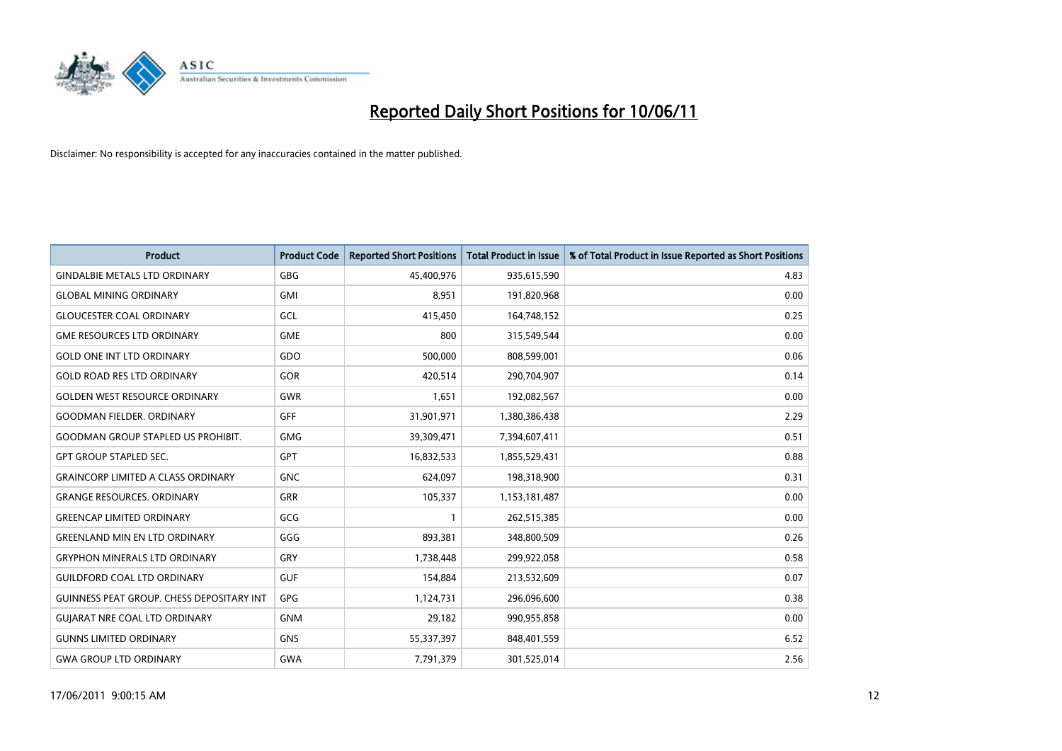# Reported Daily Short Positions for 10/06/11

Disclaimer: No responsibility is accepted for any inaccuracies contained in the matter published.

| Product | Product Code | Reported Short Positions | Total Product in Issue | % of Total Product in Issue Reported as Short Positions |
|---|---|---|---|---|
| GINDALBIE METALS LTD ORDINARY | GBG | 45,400,976 | 935,615,590 | 4.83 |
| GLOBAL MINING ORDINARY | GMI | 8,951 | 191,820,968 | 0.00 |
| GLOUCESTER COAL ORDINARY | GCL | 415,450 | 164,748,152 | 0.25 |
| GME RESOURCES LTD ORDINARY | GME | 800 | 315,549,544 | 0.00 |
| GOLD ONE INT LTD ORDINARY | GDO | 500,000 | 808,599,001 | 0.06 |
| GOLD ROAD RES LTD ORDINARY | GOR | 420,514 | 290,704,907 | 0.14 |
| GOLDEN WEST RESOURCE ORDINARY | GWR | 1,651 | 192,082,567 | 0.00 |
| GOODMAN FIELDER. ORDINARY | GFF | 31,901,971 | 1,380,386,438 | 2.29 |
| GOODMAN GROUP STAPLED US PROHIBIT. | GMG | 39,309,471 | 7,394,607,411 | 0.51 |
| GPT GROUP STAPLED SEC. | GPT | 16,832,533 | 1,855,529,431 | 0.88 |
| GRAINCORP LIMITED A CLASS ORDINARY | GNC | 624,097 | 198,318,900 | 0.31 |
| GRANGE RESOURCES. ORDINARY | GRR | 105,337 | 1,153,181,487 | 0.00 |
| GREENCAP LIMITED ORDINARY | GCG | 1 | 262,515,385 | 0.00 |
| GREENLAND MIN EN LTD ORDINARY | GGG | 893,381 | 348,800,509 | 0.26 |
| GRYPHON MINERALS LTD ORDINARY | GRY | 1,738,448 | 299,922,058 | 0.58 |
| GUILDFORD COAL LTD ORDINARY | GUF | 154,884 | 213,532,609 | 0.07 |
| GUINNESS PEAT GROUP. CHESS DEPOSITARY INT | GPG | 1,124,731 | 296,096,600 | 0.38 |
| GUJARAT NRE COAL LTD ORDINARY | GNM | 29,182 | 990,955,858 | 0.00 |
| GUNNS LIMITED ORDINARY | GNS | 55,337,397 | 848,401,559 | 6.52 |
| GWA GROUP LTD ORDINARY | GWA | 7,791,379 | 301,525,014 | 2.56 |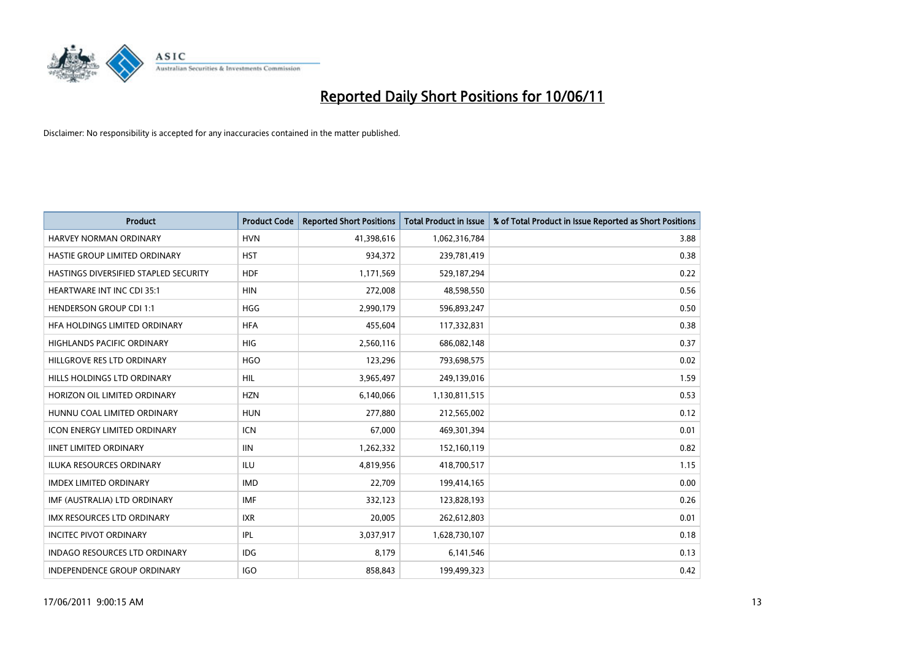# Reported Daily Short Positions for 10/06/11

Disclaimer: No responsibility is accepted for any inaccuracies contained in the matter published.

| Product | Product Code | Reported Short Positions | Total Product in Issue | % of Total Product in Issue Reported as Short Positions |
|---|---|---|---|---|
| HARVEY NORMAN ORDINARY | HVN | 41,398,616 | 1,062,316,784 | 3.88 |
| HASTIE GROUP LIMITED ORDINARY | HST | 934,372 | 239,781,419 | 0.38 |
| HASTINGS DIVERSIFIED STAPLED SECURITY | HDF | 1,171,569 | 529,187,294 | 0.22 |
| HEARTWARE INT INC CDI 35:1 | HIN | 272,008 | 48,598,550 | 0.56 |
| HENDERSON GROUP CDI 1:1 | HGG | 2,990,179 | 596,893,247 | 0.50 |
| HFA HOLDINGS LIMITED ORDINARY | HFA | 455,604 | 117,332,831 | 0.38 |
| HIGHLANDS PACIFIC ORDINARY | HIG | 2,560,116 | 686,082,148 | 0.37 |
| HILLGROVE RES LTD ORDINARY | HGO | 123,296 | 793,698,575 | 0.02 |
| HILLS HOLDINGS LTD ORDINARY | HIL | 3,965,497 | 249,139,016 | 1.59 |
| HORIZON OIL LIMITED ORDINARY | HZN | 6,140,066 | 1,130,811,515 | 0.53 |
| HUNNU COAL LIMITED ORDINARY | HUN | 277,880 | 212,565,002 | 0.12 |
| ICON ENERGY LIMITED ORDINARY | ICN | 67,000 | 469,301,394 | 0.01 |
| IINET LIMITED ORDINARY | IIN | 1,262,332 | 152,160,119 | 0.82 |
| ILUKA RESOURCES ORDINARY | ILU | 4,819,956 | 418,700,517 | 1.15 |
| IMDEX LIMITED ORDINARY | IMD | 22,709 | 199,414,165 | 0.00 |
| IMF (AUSTRALIA) LTD ORDINARY | IMF | 332,123 | 123,828,193 | 0.26 |
| IMX RESOURCES LTD ORDINARY | IXR | 20,005 | 262,612,803 | 0.01 |
| INCITEC PIVOT ORDINARY | IPL | 3,037,917 | 1,628,730,107 | 0.18 |
| INDAGO RESOURCES LTD ORDINARY | IDG | 8,179 | 6,141,546 | 0.13 |
| INDEPENDENCE GROUP ORDINARY | IGO | 858,843 | 199,499,323 | 0.42 |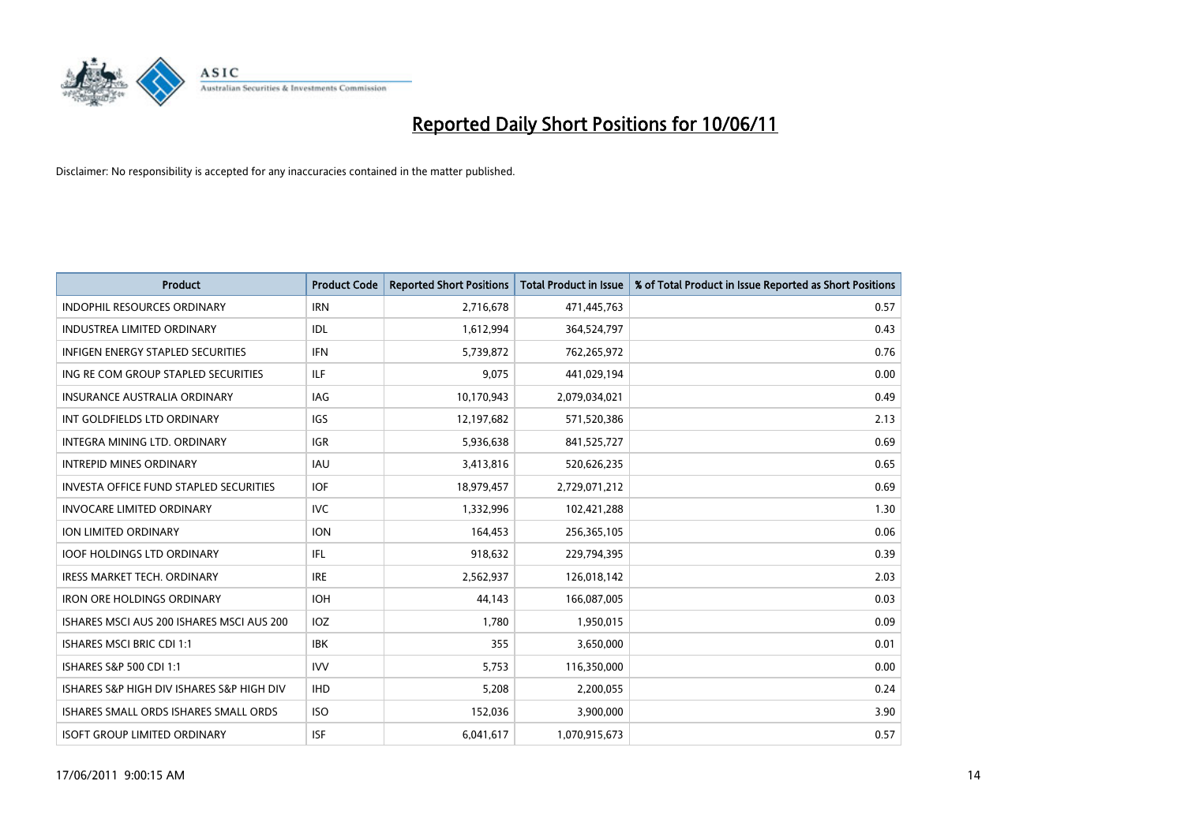# Reported Daily Short Positions for 10/06/11

Disclaimer: No responsibility is accepted for any inaccuracies contained in the matter published.

| Product | Product Code | Reported Short Positions | Total Product in Issue | % of Total Product in Issue Reported as Short Positions |
|---|---|---|---|---|
| INDOPHIL RESOURCES ORDINARY | IRN | 2,716,678 | 471,445,763 | 0.57 |
| INDUSTREA LIMITED ORDINARY | IDL | 1,612,994 | 364,524,797 | 0.43 |
| INFIGEN ENERGY STAPLED SECURITIES | IFN | 5,739,872 | 762,265,972 | 0.76 |
| ING RE COM GROUP STAPLED SECURITIES | ILF | 9,075 | 441,029,194 | 0.00 |
| INSURANCE AUSTRALIA ORDINARY | IAG | 10,170,943 | 2,079,034,021 | 0.49 |
| INT GOLDFIELDS LTD ORDINARY | IGS | 12,197,682 | 571,520,386 | 2.13 |
| INTEGRA MINING LTD. ORDINARY | IGR | 5,936,638 | 841,525,727 | 0.69 |
| INTREPID MINES ORDINARY | IAU | 3,413,816 | 520,626,235 | 0.65 |
| INVESTA OFFICE FUND STAPLED SECURITIES | IOF | 18,979,457 | 2,729,071,212 | 0.69 |
| INVOCARE LIMITED ORDINARY | IVC | 1,332,996 | 102,421,288 | 1.30 |
| ION LIMITED ORDINARY | ION | 164,453 | 256,365,105 | 0.06 |
| IOOF HOLDINGS LTD ORDINARY | IFL | 918,632 | 229,794,395 | 0.39 |
| IRESS MARKET TECH. ORDINARY | IRE | 2,562,937 | 126,018,142 | 2.03 |
| IRON ORE HOLDINGS ORDINARY | IOH | 44,143 | 166,087,005 | 0.03 |
| ISHARES MSCI AUS 200 ISHARES MSCI AUS 200 | IOZ | 1,780 | 1,950,015 | 0.09 |
| ISHARES MSCI BRIC CDI 1:1 | IBK | 355 | 3,650,000 | 0.01 |
| ISHARES S&P 500 CDI 1:1 | IVV | 5,753 | 116,350,000 | 0.00 |
| ISHARES S&P HIGH DIV ISHARES S&P HIGH DIV | IHD | 5,208 | 2,200,055 | 0.24 |
| ISHARES SMALL ORDS ISHARES SMALL ORDS | ISO | 152,036 | 3,900,000 | 3.90 |
| ISOFT GROUP LIMITED ORDINARY | ISF | 6,041,617 | 1,070,915,673 | 0.57 |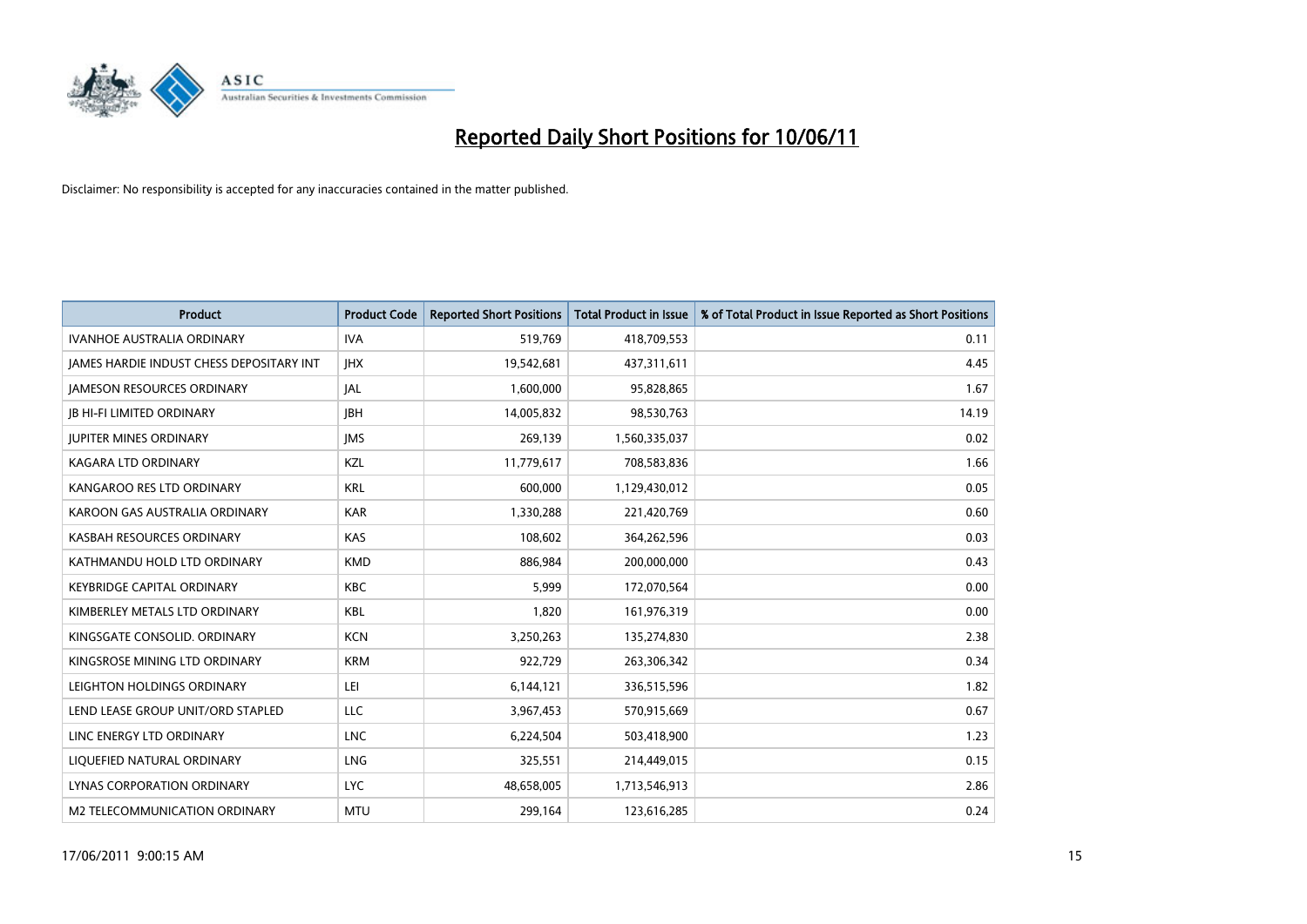# Reported Daily Short Positions for 10/06/11

Disclaimer: No responsibility is accepted for any inaccuracies contained in the matter published.

| Product | Product Code | Reported Short Positions | Total Product in Issue | % of Total Product in Issue Reported as Short Positions |
|---|---|---|---|---|
| IVANHOE AUSTRALIA ORDINARY | IVA | 519,769 | 418,709,553 | 0.11 |
| JAMES HARDIE INDUST CHESS DEPOSITARY INT | JHX | 19,542,681 | 437,311,611 | 4.45 |
| JAMESON RESOURCES ORDINARY | JAL | 1,600,000 | 95,828,865 | 1.67 |
| JB HI-FI LIMITED ORDINARY | JBH | 14,005,832 | 98,530,763 | 14.19 |
| JUPITER MINES ORDINARY | JMS | 269,139 | 1,560,335,037 | 0.02 |
| KAGARA LTD ORDINARY | KZL | 11,779,617 | 708,583,836 | 1.66 |
| KANGAROO RES LTD ORDINARY | KRL | 600,000 | 1,129,430,012 | 0.05 |
| KAROON GAS AUSTRALIA ORDINARY | KAR | 1,330,288 | 221,420,769 | 0.60 |
| KASBAH RESOURCES ORDINARY | KAS | 108,602 | 364,262,596 | 0.03 |
| KATHMANDU HOLD LTD ORDINARY | KMD | 886,984 | 200,000,000 | 0.43 |
| KEYBRIDGE CAPITAL ORDINARY | KBC | 5,999 | 172,070,564 | 0.00 |
| KIMBERLEY METALS LTD ORDINARY | KBL | 1,820 | 161,976,319 | 0.00 |
| KINGSGATE CONSOLID. ORDINARY | KCN | 3,250,263 | 135,274,830 | 2.38 |
| KINGSROSE MINING LTD ORDINARY | KRM | 922,729 | 263,306,342 | 0.34 |
| LEIGHTON HOLDINGS ORDINARY | LEI | 6,144,121 | 336,515,596 | 1.82 |
| LEND LEASE GROUP UNIT/ORD STAPLED | LLC | 3,967,453 | 570,915,669 | 0.67 |
| LINC ENERGY LTD ORDINARY | LNC | 6,224,504 | 503,418,900 | 1.23 |
| LIQUEFIED NATURAL ORDINARY | LNG | 325,551 | 214,449,015 | 0.15 |
| LYNAS CORPORATION ORDINARY | LYC | 48,658,005 | 1,713,546,913 | 2.86 |
| M2 TELECOMMUNICATION ORDINARY | MTU | 299,164 | 123,616,285 | 0.24 |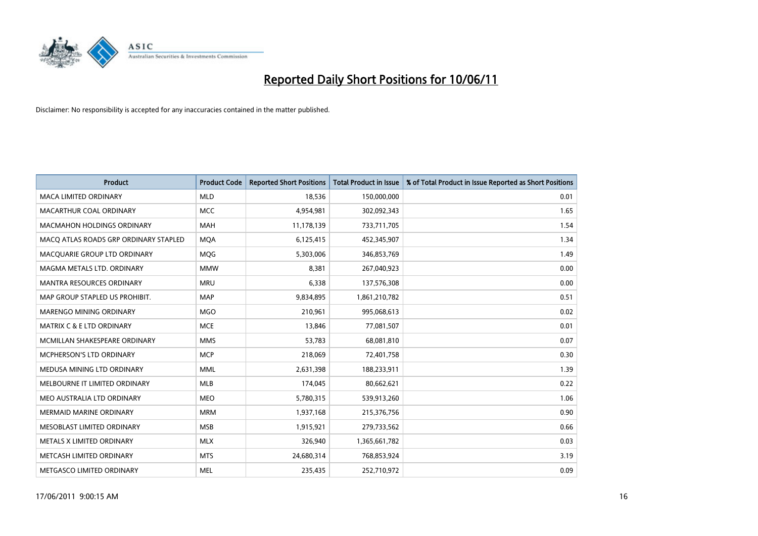# Reported Daily Short Positions for 10/06/11

Disclaimer: No responsibility is accepted for any inaccuracies contained in the matter published.

| Product | Product Code | Reported Short Positions | Total Product in Issue | % of Total Product in Issue Reported as Short Positions |
|---|---|---|---|---|
| MACA LIMITED ORDINARY | MLD | 18,536 | 150,000,000 | 0.01 |
| MACARTHUR COAL ORDINARY | MCC | 4,954,981 | 302,092,343 | 1.65 |
| MACMAHON HOLDINGS ORDINARY | MAH | 11,178,139 | 733,711,705 | 1.54 |
| MACQ ATLAS ROADS GRP ORDINARY STAPLED | MQA | 6,125,415 | 452,345,907 | 1.34 |
| MACQUARIE GROUP LTD ORDINARY | MQG | 5,303,006 | 346,853,769 | 1.49 |
| MAGMA METALS LTD. ORDINARY | MMW | 8,381 | 267,040,923 | 0.00 |
| MANTRA RESOURCES ORDINARY | MRU | 6,338 | 137,576,308 | 0.00 |
| MAP GROUP STAPLED US PROHIBIT. | MAP | 9,834,895 | 1,861,210,782 | 0.51 |
| MARENGO MINING ORDINARY | MGO | 210,961 | 995,068,613 | 0.02 |
| MATRIX C & E LTD ORDINARY | MCE | 13,846 | 77,081,507 | 0.01 |
| MCMILLAN SHAKESPEARE ORDINARY | MMS | 53,783 | 68,081,810 | 0.07 |
| MCPHERSON'S LTD ORDINARY | MCP | 218,069 | 72,401,758 | 0.30 |
| MEDUSA MINING LTD ORDINARY | MML | 2,631,398 | 188,233,911 | 1.39 |
| MELBOURNE IT LIMITED ORDINARY | MLB | 174,045 | 80,662,621 | 0.22 |
| MEO AUSTRALIA LTD ORDINARY | MEO | 5,780,315 | 539,913,260 | 1.06 |
| MERMAID MARINE ORDINARY | MRM | 1,937,168 | 215,376,756 | 0.90 |
| MESOBLAST LIMITED ORDINARY | MSB | 1,915,921 | 279,733,562 | 0.66 |
| METALS X LIMITED ORDINARY | MLX | 326,940 | 1,365,661,782 | 0.03 |
| METCASH LIMITED ORDINARY | MTS | 24,680,314 | 768,853,924 | 3.19 |
| METGASCO LIMITED ORDINARY | MEL | 235,435 | 252,710,972 | 0.09 |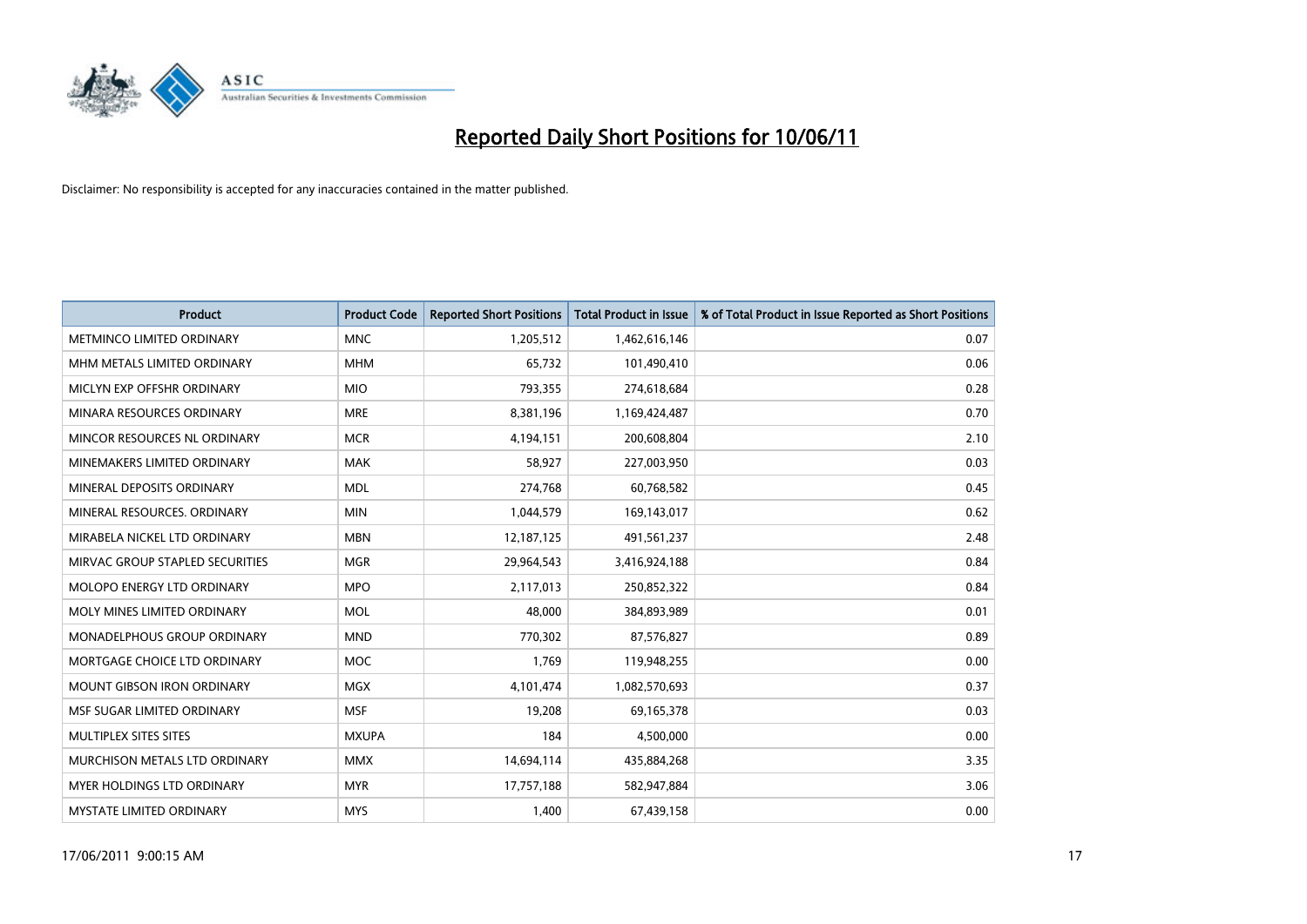# Reported Daily Short Positions for 10/06/11

Disclaimer: No responsibility is accepted for any inaccuracies contained in the matter published.

| Product | Product Code | Reported Short Positions | Total Product in Issue | % of Total Product in Issue Reported as Short Positions |
|---|---|---|---|---|
| METMINCO LIMITED ORDINARY | MNC | 1,205,512 | 1,462,616,146 | 0.07 |
| MHM METALS LIMITED ORDINARY | MHM | 65,732 | 101,490,410 | 0.06 |
| MICLYN EXP OFFSHR ORDINARY | MIO | 793,355 | 274,618,684 | 0.28 |
| MINARA RESOURCES ORDINARY | MRE | 8,381,196 | 1,169,424,487 | 0.70 |
| MINCOR RESOURCES NL ORDINARY | MCR | 4,194,151 | 200,608,804 | 2.10 |
| MINEMAKERS LIMITED ORDINARY | MAK | 58,927 | 227,003,950 | 0.03 |
| MINERAL DEPOSITS ORDINARY | MDL | 274,768 | 60,768,582 | 0.45 |
| MINERAL RESOURCES. ORDINARY | MIN | 1,044,579 | 169,143,017 | 0.62 |
| MIRABELA NICKEL LTD ORDINARY | MBN | 12,187,125 | 491,561,237 | 2.48 |
| MIRVAC GROUP STAPLED SECURITIES | MGR | 29,964,543 | 3,416,924,188 | 0.84 |
| MOLOPO ENERGY LTD ORDINARY | MPO | 2,117,013 | 250,852,322 | 0.84 |
| MOLY MINES LIMITED ORDINARY | MOL | 48,000 | 384,893,989 | 0.01 |
| MONADELPHOUS GROUP ORDINARY | MND | 770,302 | 87,576,827 | 0.89 |
| MORTGAGE CHOICE LTD ORDINARY | MOC | 1,769 | 119,948,255 | 0.00 |
| MOUNT GIBSON IRON ORDINARY | MGX | 4,101,474 | 1,082,570,693 | 0.37 |
| MSF SUGAR LIMITED ORDINARY | MSF | 19,208 | 69,165,378 | 0.03 |
| MULTIPLEX SITES SITES | MXUPA | 184 | 4,500,000 | 0.00 |
| MURCHISON METALS LTD ORDINARY | MMX | 14,694,114 | 435,884,268 | 3.35 |
| MYER HOLDINGS LTD ORDINARY | MYR | 17,757,188 | 582,947,884 | 3.06 |
| MYSTATE LIMITED ORDINARY | MYS | 1,400 | 67,439,158 | 0.00 |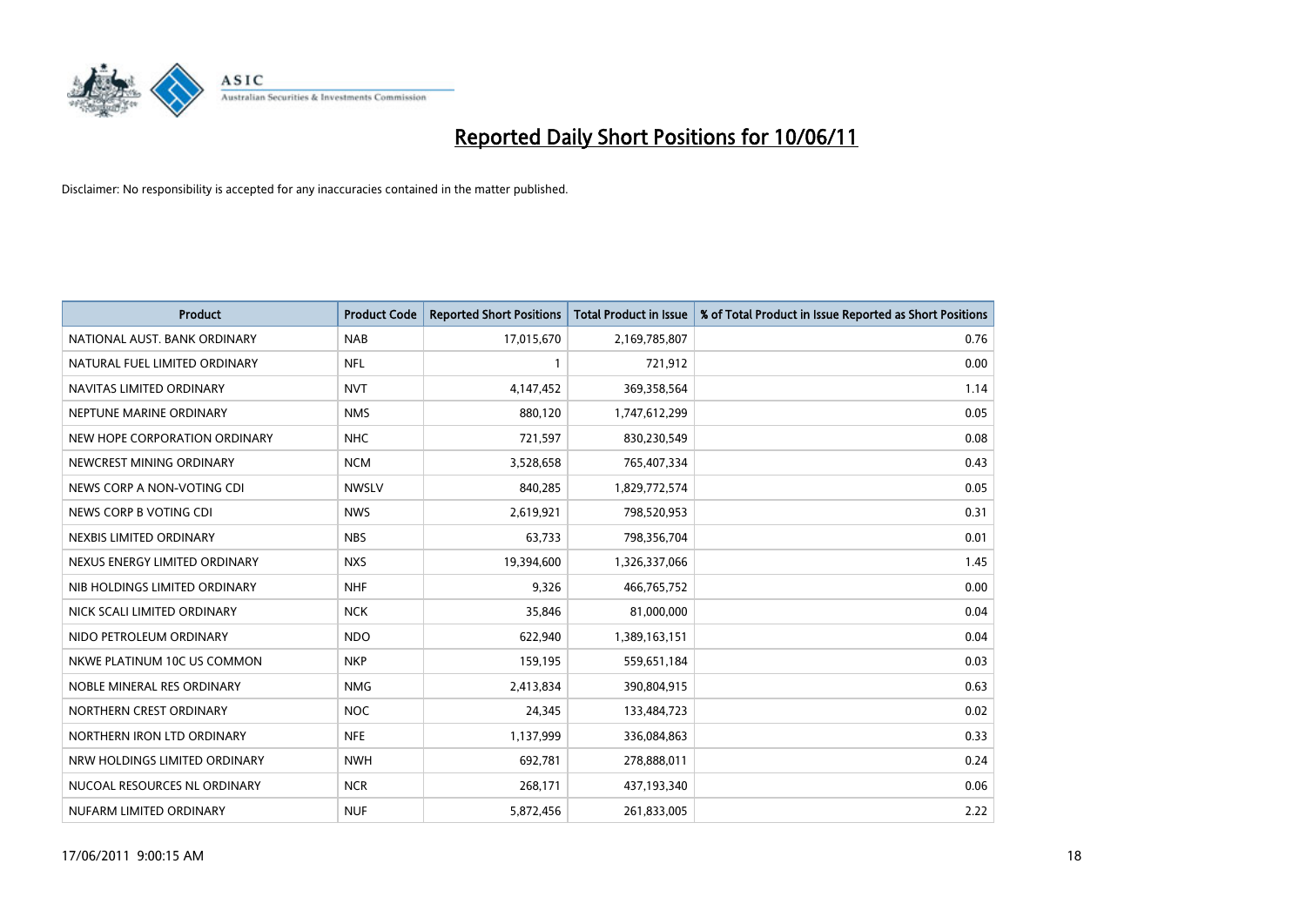# Reported Daily Short Positions for 10/06/11

Disclaimer: No responsibility is accepted for any inaccuracies contained in the matter published.

| Product | Product Code | Reported Short Positions | Total Product in Issue | % of Total Product in Issue Reported as Short Positions |
|---|---|---|---|---|
| NATIONAL AUST. BANK ORDINARY | NAB | 17,015,670 | 2,169,785,807 | 0.76 |
| NATURAL FUEL LIMITED ORDINARY | NFL | 1 | 721,912 | 0.00 |
| NAVITAS LIMITED ORDINARY | NVT | 4,147,452 | 369,358,564 | 1.14 |
| NEPTUNE MARINE ORDINARY | NMS | 880,120 | 1,747,612,299 | 0.05 |
| NEW HOPE CORPORATION ORDINARY | NHC | 721,597 | 830,230,549 | 0.08 |
| NEWCREST MINING ORDINARY | NCM | 3,528,658 | 765,407,334 | 0.43 |
| NEWS CORP A NON-VOTING CDI | NWSLV | 840,285 | 1,829,772,574 | 0.05 |
| NEWS CORP B VOTING CDI | NWS | 2,619,921 | 798,520,953 | 0.31 |
| NEXBIS LIMITED ORDINARY | NBS | 63,733 | 798,356,704 | 0.01 |
| NEXUS ENERGY LIMITED ORDINARY | NXS | 19,394,600 | 1,326,337,066 | 1.45 |
| NIB HOLDINGS LIMITED ORDINARY | NHF | 9,326 | 466,765,752 | 0.00 |
| NICK SCALI LIMITED ORDINARY | NCK | 35,846 | 81,000,000 | 0.04 |
| NIDO PETROLEUM ORDINARY | NDO | 622,940 | 1,389,163,151 | 0.04 |
| NKWE PLATINUM 10C US COMMON | NKP | 159,195 | 559,651,184 | 0.03 |
| NOBLE MINERAL RES ORDINARY | NMG | 2,413,834 | 390,804,915 | 0.63 |
| NORTHERN CREST ORDINARY | NOC | 24,345 | 133,484,723 | 0.02 |
| NORTHERN IRON LTD ORDINARY | NFE | 1,137,999 | 336,084,863 | 0.33 |
| NRW HOLDINGS LIMITED ORDINARY | NWH | 692,781 | 278,888,011 | 0.24 |
| NUCOAL RESOURCES NL ORDINARY | NCR | 268,171 | 437,193,340 | 0.06 |
| NUFARM LIMITED ORDINARY | NUF | 5,872,456 | 261,833,005 | 2.22 |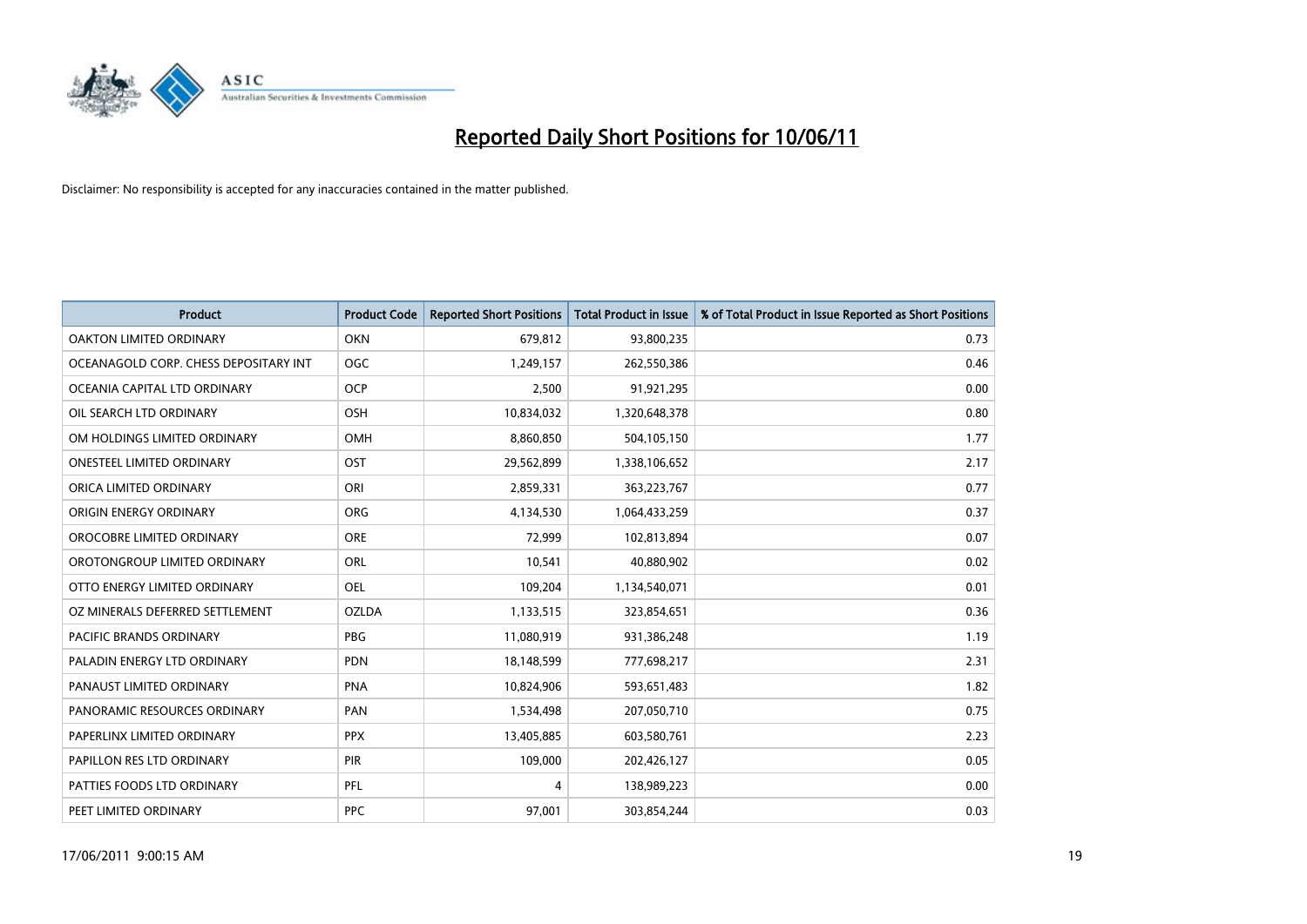# Reported Daily Short Positions for 10/06/11

Disclaimer: No responsibility is accepted for any inaccuracies contained in the matter published.

| Product | Product Code | Reported Short Positions | Total Product in Issue | % of Total Product in Issue Reported as Short Positions |
|---|---|---|---|---|
| OAKTON LIMITED ORDINARY | OKN | 679,812 | 93,800,235 | 0.73 |
| OCEANAGOLD CORP. CHESS DEPOSITARY INT | OGC | 1,249,157 | 262,550,386 | 0.46 |
| OCEANIA CAPITAL LTD ORDINARY | OCP | 2,500 | 91,921,295 | 0.00 |
| OIL SEARCH LTD ORDINARY | OSH | 10,834,032 | 1,320,648,378 | 0.80 |
| OM HOLDINGS LIMITED ORDINARY | OMH | 8,860,850 | 504,105,150 | 1.77 |
| ONESTEEL LIMITED ORDINARY | OST | 29,562,899 | 1,338,106,652 | 2.17 |
| ORICA LIMITED ORDINARY | ORI | 2,859,331 | 363,223,767 | 0.77 |
| ORIGIN ENERGY ORDINARY | ORG | 4,134,530 | 1,064,433,259 | 0.37 |
| OROCOBRE LIMITED ORDINARY | ORE | 72,999 | 102,813,894 | 0.07 |
| OROTONGROUP LIMITED ORDINARY | ORL | 10,541 | 40,880,902 | 0.02 |
| OTTO ENERGY LIMITED ORDINARY | OEL | 109,204 | 1,134,540,071 | 0.01 |
| OZ MINERALS DEFERRED SETTLEMENT | OZLDA | 1,133,515 | 323,854,651 | 0.36 |
| PACIFIC BRANDS ORDINARY | PBG | 11,080,919 | 931,386,248 | 1.19 |
| PALADIN ENERGY LTD ORDINARY | PDN | 18,148,599 | 777,698,217 | 2.31 |
| PANAUST LIMITED ORDINARY | PNA | 10,824,906 | 593,651,483 | 1.82 |
| PANORAMIC RESOURCES ORDINARY | PAN | 1,534,498 | 207,050,710 | 0.75 |
| PAPERLINX LIMITED ORDINARY | PPX | 13,405,885 | 603,580,761 | 2.23 |
| PAPILLON RES LTD ORDINARY | PIR | 109,000 | 202,426,127 | 0.05 |
| PATTIES FOODS LTD ORDINARY | PFL | 4 | 138,989,223 | 0.00 |
| PEET LIMITED ORDINARY | PPC | 97,001 | 303,854,244 | 0.03 |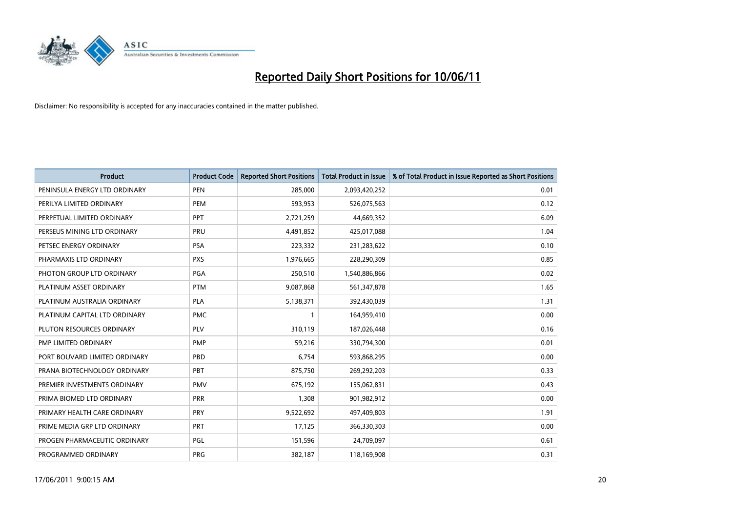# Reported Daily Short Positions for 10/06/11

Disclaimer: No responsibility is accepted for any inaccuracies contained in the matter published.

| Product | Product Code | Reported Short Positions | Total Product in Issue | % of Total Product in Issue Reported as Short Positions |
|---|---|---|---|---|
| PENINSULA ENERGY LTD ORDINARY | PEN | 285,000 | 2,093,420,252 | 0.01 |
| PERILYA LIMITED ORDINARY | PEM | 593,953 | 526,075,563 | 0.12 |
| PERPETUAL LIMITED ORDINARY | PPT | 2,721,259 | 44,669,352 | 6.09 |
| PERSEUS MINING LTD ORDINARY | PRU | 4,491,852 | 425,017,088 | 1.04 |
| PETSEC ENERGY ORDINARY | PSA | 223,332 | 231,283,622 | 0.10 |
| PHARMAXIS LTD ORDINARY | PXS | 1,976,665 | 228,290,309 | 0.85 |
| PHOTON GROUP LTD ORDINARY | PGA | 250,510 | 1,540,886,866 | 0.02 |
| PLATINUM ASSET ORDINARY | PTM | 9,087,868 | 561,347,878 | 1.65 |
| PLATINUM AUSTRALIA ORDINARY | PLA | 5,138,371 | 392,430,039 | 1.31 |
| PLATINUM CAPITAL LTD ORDINARY | PMC | 1 | 164,959,410 | 0.00 |
| PLUTON RESOURCES ORDINARY | PLV | 310,119 | 187,026,448 | 0.16 |
| PMP LIMITED ORDINARY | PMP | 59,216 | 330,794,300 | 0.01 |
| PORT BOUVARD LIMITED ORDINARY | PBD | 6,754 | 593,868,295 | 0.00 |
| PRANA BIOTECHNOLOGY ORDINARY | PBT | 875,750 | 269,292,203 | 0.33 |
| PREMIER INVESTMENTS ORDINARY | PMV | 675,192 | 155,062,831 | 0.43 |
| PRIMA BIOMED LTD ORDINARY | PRR | 1,308 | 901,982,912 | 0.00 |
| PRIMARY HEALTH CARE ORDINARY | PRY | 9,522,692 | 497,409,803 | 1.91 |
| PRIME MEDIA GRP LTD ORDINARY | PRT | 17,125 | 366,330,303 | 0.00 |
| PROGEN PHARMACEUTIC ORDINARY | PGL | 151,596 | 24,709,097 | 0.61 |
| PROGRAMMED ORDINARY | PRG | 382,187 | 118,169,908 | 0.31 |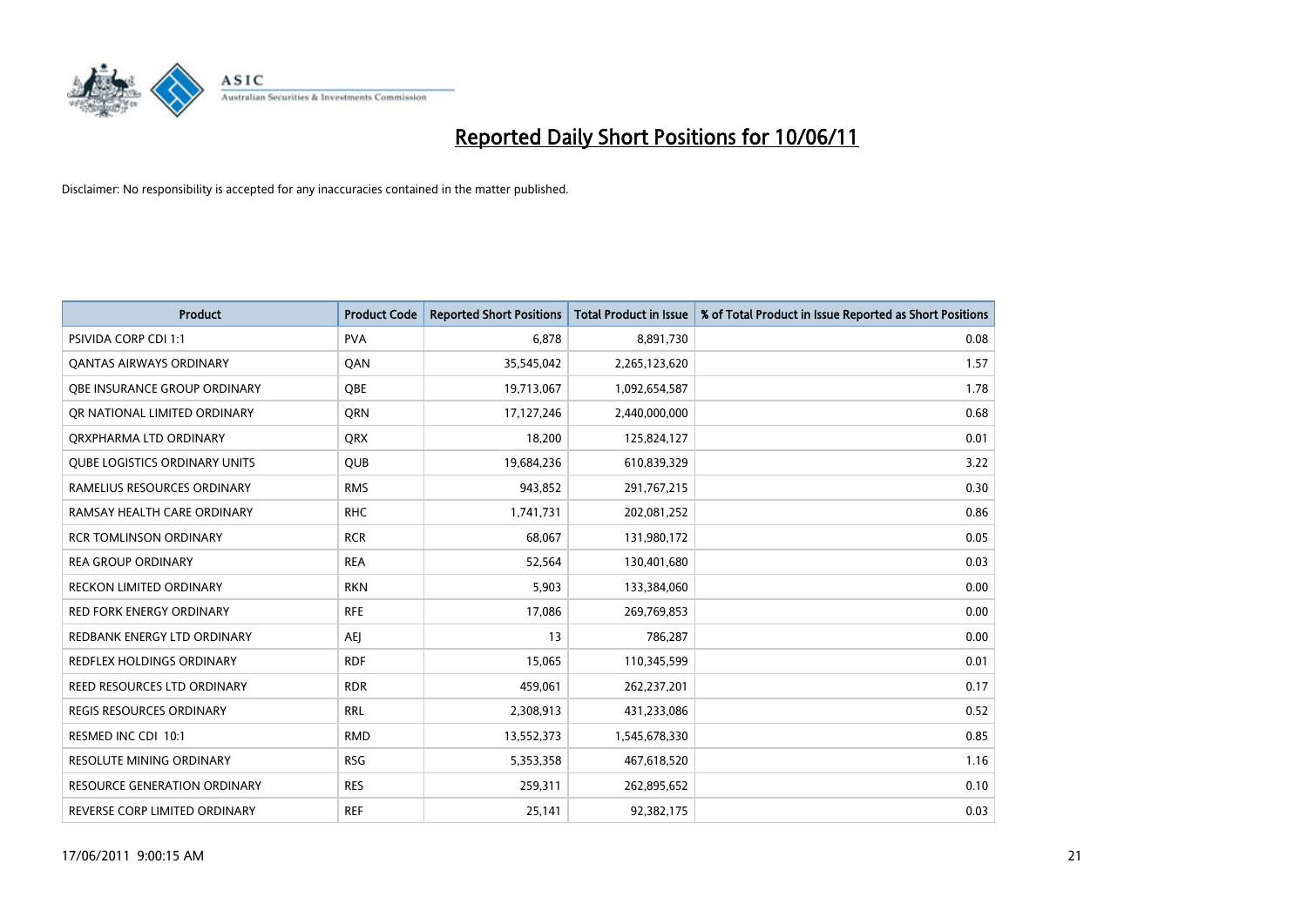# Reported Daily Short Positions for 10/06/11

Disclaimer: No responsibility is accepted for any inaccuracies contained in the matter published.

| Product | Product Code | Reported Short Positions | Total Product in Issue | % of Total Product in Issue Reported as Short Positions |
|---|---|---|---|---|
| PSIVIDA CORP CDI 1:1 | PVA | 6,878 | 8,891,730 | 0.08 |
| QANTAS AIRWAYS ORDINARY | QAN | 35,545,042 | 2,265,123,620 | 1.57 |
| QBE INSURANCE GROUP ORDINARY | QBE | 19,713,067 | 1,092,654,587 | 1.78 |
| QR NATIONAL LIMITED ORDINARY | QRN | 17,127,246 | 2,440,000,000 | 0.68 |
| QRXPHARMA LTD ORDINARY | QRX | 18,200 | 125,824,127 | 0.01 |
| QUBE LOGISTICS ORDINARY UNITS | QUB | 19,684,236 | 610,839,329 | 3.22 |
| RAMELIUS RESOURCES ORDINARY | RMS | 943,852 | 291,767,215 | 0.30 |
| RAMSAY HEALTH CARE ORDINARY | RHC | 1,741,731 | 202,081,252 | 0.86 |
| RCR TOMLINSON ORDINARY | RCR | 68,067 | 131,980,172 | 0.05 |
| REA GROUP ORDINARY | REA | 52,564 | 130,401,680 | 0.03 |
| RECKON LIMITED ORDINARY | RKN | 5,903 | 133,384,060 | 0.00 |
| RED FORK ENERGY ORDINARY | RFE | 17,086 | 269,769,853 | 0.00 |
| REDBANK ENERGY LTD ORDINARY | AEJ | 13 | 786,287 | 0.00 |
| REDFLEX HOLDINGS ORDINARY | RDF | 15,065 | 110,345,599 | 0.01 |
| REED RESOURCES LTD ORDINARY | RDR | 459,061 | 262,237,201 | 0.17 |
| REGIS RESOURCES ORDINARY | RRL | 2,308,913 | 431,233,086 | 0.52 |
| RESMED INC CDI 10:1 | RMD | 13,552,373 | 1,545,678,330 | 0.85 |
| RESOLUTE MINING ORDINARY | RSG | 5,353,358 | 467,618,520 | 1.16 |
| RESOURCE GENERATION ORDINARY | RES | 259,311 | 262,895,652 | 0.10 |
| REVERSE CORP LIMITED ORDINARY | REF | 25,141 | 92,382,175 | 0.03 |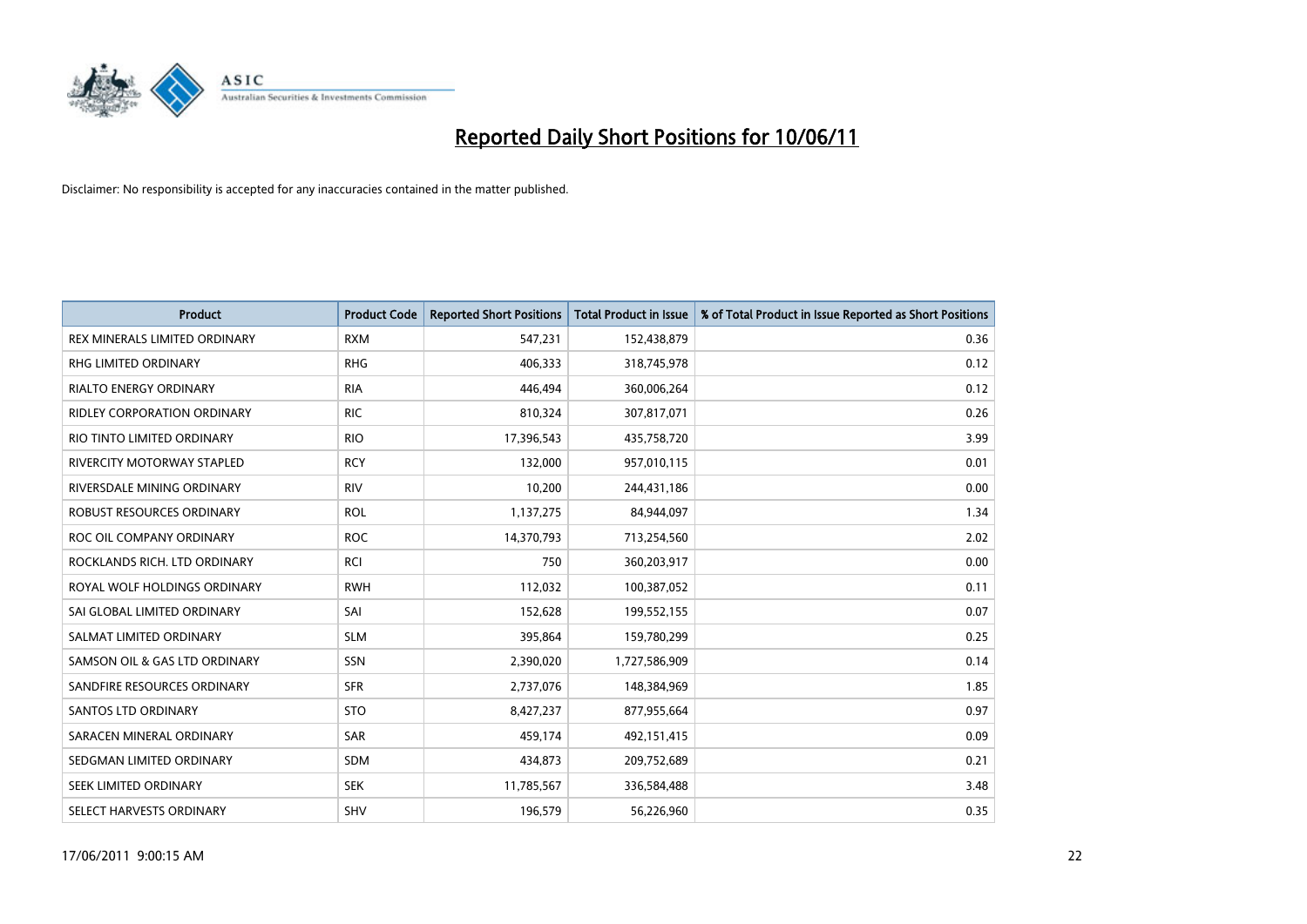# Reported Daily Short Positions for 10/06/11

Disclaimer: No responsibility is accepted for any inaccuracies contained in the matter published.

| Product | Product Code | Reported Short Positions | Total Product in Issue | % of Total Product in Issue Reported as Short Positions |
|---|---|---|---|---|
| REX MINERALS LIMITED ORDINARY | RXM | 547,231 | 152,438,879 | 0.36 |
| RHG LIMITED ORDINARY | RHG | 406,333 | 318,745,978 | 0.12 |
| RIALTO ENERGY ORDINARY | RIA | 446,494 | 360,006,264 | 0.12 |
| RIDLEY CORPORATION ORDINARY | RIC | 810,324 | 307,817,071 | 0.26 |
| RIO TINTO LIMITED ORDINARY | RIO | 17,396,543 | 435,758,720 | 3.99 |
| RIVERCITY MOTORWAY STAPLED | RCY | 132,000 | 957,010,115 | 0.01 |
| RIVERSDALE MINING ORDINARY | RIV | 10,200 | 244,431,186 | 0.00 |
| ROBUST RESOURCES ORDINARY | ROL | 1,137,275 | 84,944,097 | 1.34 |
| ROC OIL COMPANY ORDINARY | ROC | 14,370,793 | 713,254,560 | 2.02 |
| ROCKLANDS RICH. LTD ORDINARY | RCI | 750 | 360,203,917 | 0.00 |
| ROYAL WOLF HOLDINGS ORDINARY | RWH | 112,032 | 100,387,052 | 0.11 |
| SAI GLOBAL LIMITED ORDINARY | SAI | 152,628 | 199,552,155 | 0.07 |
| SALMAT LIMITED ORDINARY | SLM | 395,864 | 159,780,299 | 0.25 |
| SAMSON OIL & GAS LTD ORDINARY | SSN | 2,390,020 | 1,727,586,909 | 0.14 |
| SANDFIRE RESOURCES ORDINARY | SFR | 2,737,076 | 148,384,969 | 1.85 |
| SANTOS LTD ORDINARY | STO | 8,427,237 | 877,955,664 | 0.97 |
| SARACEN MINERAL ORDINARY | SAR | 459,174 | 492,151,415 | 0.09 |
| SEDGMAN LIMITED ORDINARY | SDM | 434,873 | 209,752,689 | 0.21 |
| SEEK LIMITED ORDINARY | SEK | 11,785,567 | 336,584,488 | 3.48 |
| SELECT HARVESTS ORDINARY | SHV | 196,579 | 56,226,960 | 0.35 |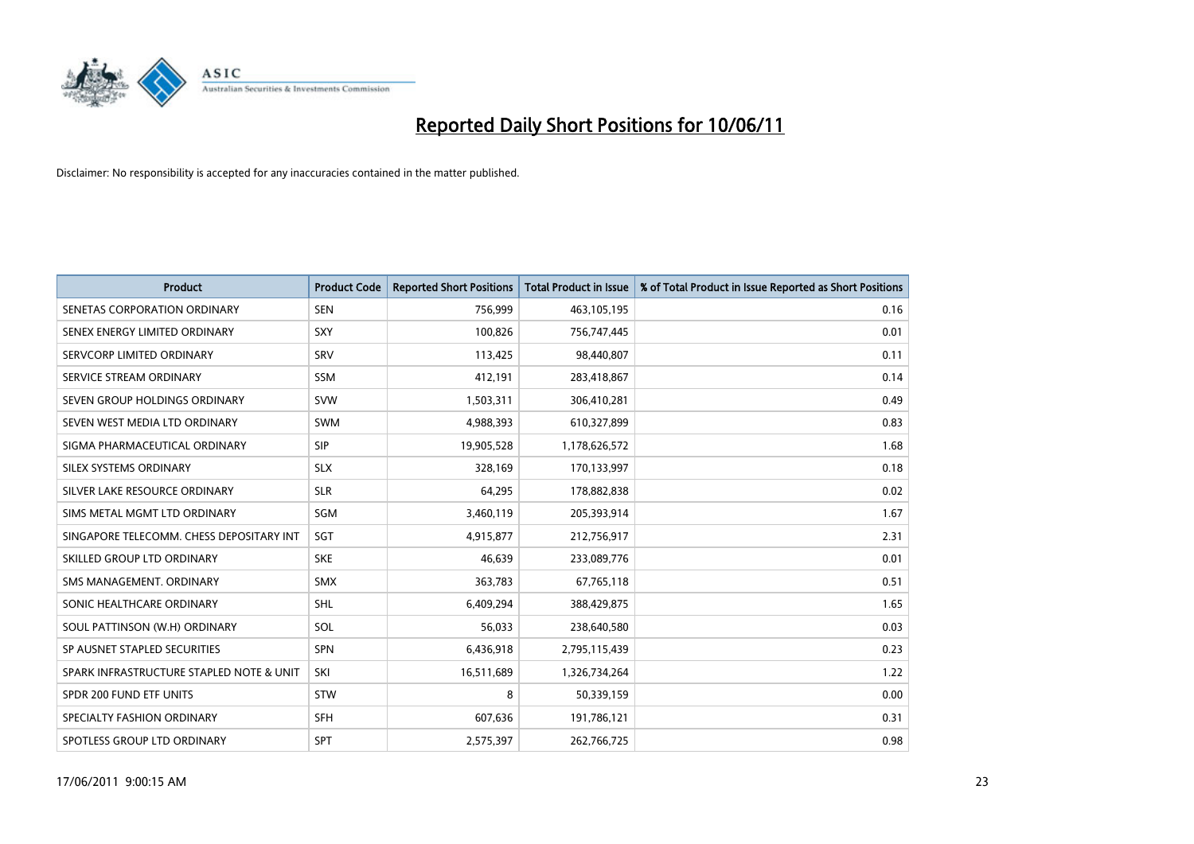# Reported Daily Short Positions for 10/06/11

Disclaimer: No responsibility is accepted for any inaccuracies contained in the matter published.

| Product | Product Code | Reported Short Positions | Total Product in Issue | % of Total Product in Issue Reported as Short Positions |
|---|---|---|---|---|
| SENETAS CORPORATION ORDINARY | SEN | 756,999 | 463,105,195 | 0.16 |
| SENEX ENERGY LIMITED ORDINARY | SXY | 100,826 | 756,747,445 | 0.01 |
| SERVCORP LIMITED ORDINARY | SRV | 113,425 | 98,440,807 | 0.11 |
| SERVICE STREAM ORDINARY | SSM | 412,191 | 283,418,867 | 0.14 |
| SEVEN GROUP HOLDINGS ORDINARY | SVW | 1,503,311 | 306,410,281 | 0.49 |
| SEVEN WEST MEDIA LTD ORDINARY | SWM | 4,988,393 | 610,327,899 | 0.83 |
| SIGMA PHARMACEUTICAL ORDINARY | SIP | 19,905,528 | 1,178,626,572 | 1.68 |
| SILEX SYSTEMS ORDINARY | SLX | 328,169 | 170,133,997 | 0.18 |
| SILVER LAKE RESOURCE ORDINARY | SLR | 64,295 | 178,882,838 | 0.02 |
| SIMS METAL MGMT LTD ORDINARY | SGM | 3,460,119 | 205,393,914 | 1.67 |
| SINGAPORE TELECOMM. CHESS DEPOSITARY INT | SGT | 4,915,877 | 212,756,917 | 2.31 |
| SKILLED GROUP LTD ORDINARY | SKE | 46,639 | 233,089,776 | 0.01 |
| SMS MANAGEMENT. ORDINARY | SMX | 363,783 | 67,765,118 | 0.51 |
| SONIC HEALTHCARE ORDINARY | SHL | 6,409,294 | 388,429,875 | 1.65 |
| SOUL PATTINSON (W.H) ORDINARY | SOL | 56,033 | 238,640,580 | 0.03 |
| SP AUSNET STAPLED SECURITIES | SPN | 6,436,918 | 2,795,115,439 | 0.23 |
| SPARK INFRASTRUCTURE STAPLED NOTE & UNIT | SKI | 16,511,689 | 1,326,734,264 | 1.22 |
| SPDR 200 FUND ETF UNITS | STW | 8 | 50,339,159 | 0.00 |
| SPECIALTY FASHION ORDINARY | SFH | 607,636 | 191,786,121 | 0.31 |
| SPOTLESS GROUP LTD ORDINARY | SPT | 2,575,397 | 262,766,725 | 0.98 |

17/06/2011 9:00:15 AM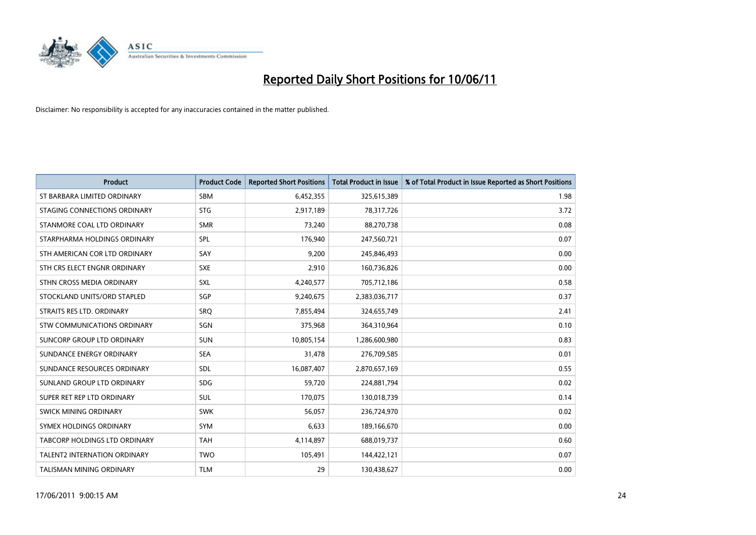# Reported Daily Short Positions for 10/06/11

Disclaimer: No responsibility is accepted for any inaccuracies contained in the matter published.

| Product | Product Code | Reported Short Positions | Total Product in Issue | % of Total Product in Issue Reported as Short Positions |
|---|---|---|---|---|
| ST BARBARA LIMITED ORDINARY | SBM | 6,452,355 | 325,615,389 | 1.98 |
| STAGING CONNECTIONS ORDINARY | STG | 2,917,189 | 78,317,726 | 3.72 |
| STANMORE COAL LTD ORDINARY | SMR | 73,240 | 88,270,738 | 0.08 |
| STARPHARMA HOLDINGS ORDINARY | SPL | 176,940 | 247,560,721 | 0.07 |
| STH AMERICAN COR LTD ORDINARY | SAY | 9,200 | 245,846,493 | 0.00 |
| STH CRS ELECT ENGNR ORDINARY | SXE | 2,910 | 160,736,826 | 0.00 |
| STHN CROSS MEDIA ORDINARY | SXL | 4,240,577 | 705,712,186 | 0.58 |
| STOCKLAND UNITS/ORD STAPLED | SGP | 9,240,675 | 2,383,036,717 | 0.37 |
| STRAITS RES LTD. ORDINARY | SRQ | 7,855,494 | 324,655,749 | 2.41 |
| STW COMMUNICATIONS ORDINARY | SGN | 375,968 | 364,310,964 | 0.10 |
| SUNCORP GROUP LTD ORDINARY | SUN | 10,805,154 | 1,286,600,980 | 0.83 |
| SUNDANCE ENERGY ORDINARY | SEA | 31,478 | 276,709,585 | 0.01 |
| SUNDANCE RESOURCES ORDINARY | SDL | 16,087,407 | 2,870,657,169 | 0.55 |
| SUNLAND GROUP LTD ORDINARY | SDG | 59,720 | 224,881,794 | 0.02 |
| SUPER RET REP LTD ORDINARY | SUL | 170,075 | 130,018,739 | 0.14 |
| SWICK MINING ORDINARY | SWK | 56,057 | 236,724,970 | 0.02 |
| SYMEX HOLDINGS ORDINARY | SYM | 6,633 | 189,166,670 | 0.00 |
| TABCORP HOLDINGS LTD ORDINARY | TAH | 4,114,897 | 688,019,737 | 0.60 |
| TALENT2 INTERNATION ORDINARY | TWO | 105,491 | 144,422,121 | 0.07 |
| TALISMAN MINING ORDINARY | TLM | 29 | 130,438,627 | 0.00 |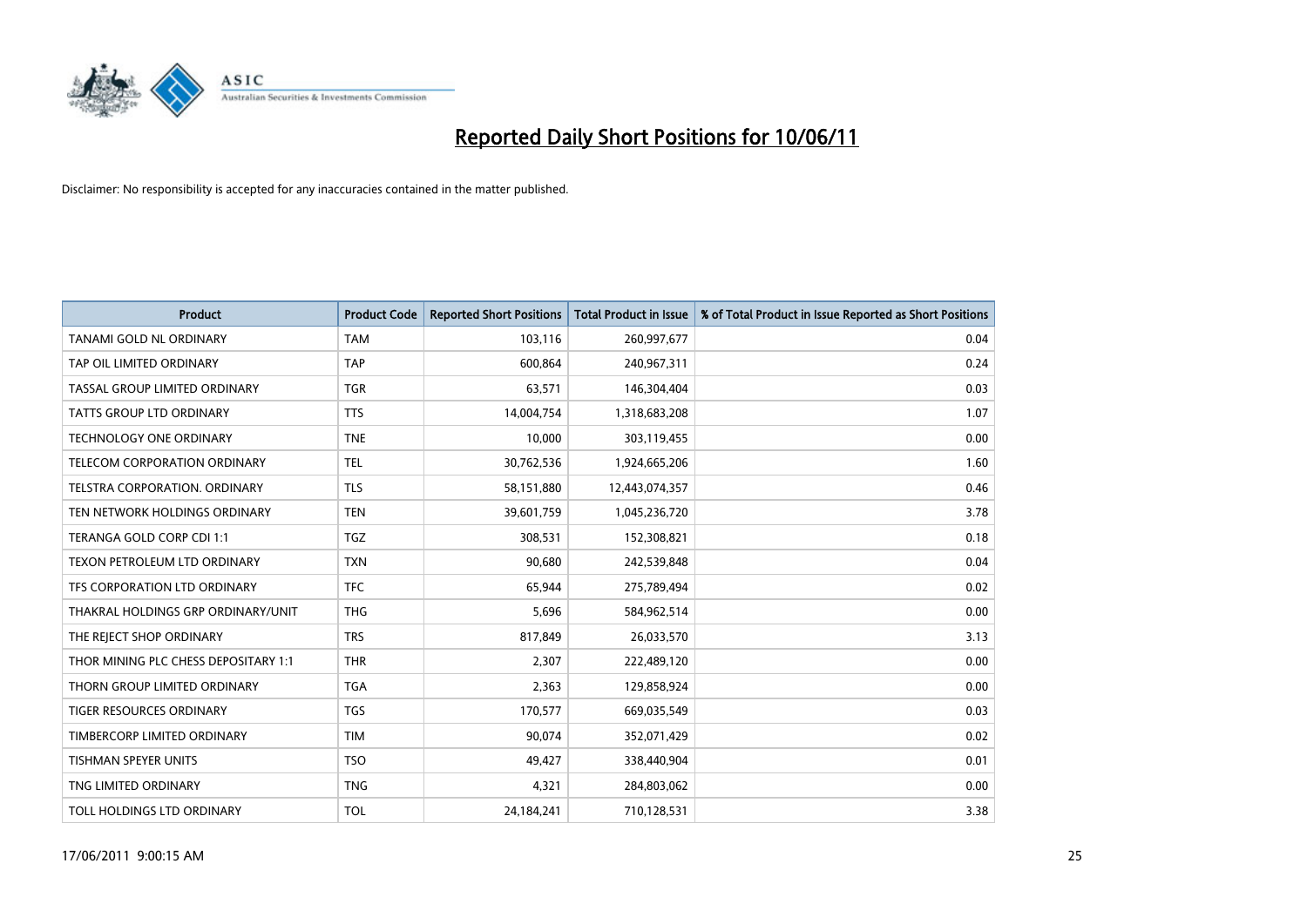# Reported Daily Short Positions for 10/06/11

Disclaimer: No responsibility is accepted for any inaccuracies contained in the matter published.

| Product | Product Code | Reported Short Positions | Total Product in Issue | % of Total Product in Issue Reported as Short Positions |
| --- | --- | --- | --- | --- |
| TANAMI GOLD NL ORDINARY | TAM | 103,116 | 260,997,677 | 0.04 |
| TAP OIL LIMITED ORDINARY | TAP | 600,864 | 240,967,311 | 0.24 |
| TASSAL GROUP LIMITED ORDINARY | TGR | 63,571 | 146,304,404 | 0.03 |
| TATTS GROUP LTD ORDINARY | TTS | 14,004,754 | 1,318,683,208 | 1.07 |
| TECHNOLOGY ONE ORDINARY | TNE | 10,000 | 303,119,455 | 0.00 |
| TELECOM CORPORATION ORDINARY | TEL | 30,762,536 | 1,924,665,206 | 1.60 |
| TELSTRA CORPORATION. ORDINARY | TLS | 58,151,880 | 12,443,074,357 | 0.46 |
| TEN NETWORK HOLDINGS ORDINARY | TEN | 39,601,759 | 1,045,236,720 | 3.78 |
| TERANGA GOLD CORP CDI 1:1 | TGZ | 308,531 | 152,308,821 | 0.18 |
| TEXON PETROLEUM LTD ORDINARY | TXN | 90,680 | 242,539,848 | 0.04 |
| TFS CORPORATION LTD ORDINARY | TFC | 65,944 | 275,789,494 | 0.02 |
| THAKRAL HOLDINGS GRP ORDINARY/UNIT | THG | 5,696 | 584,962,514 | 0.00 |
| THE REJECT SHOP ORDINARY | TRS | 817,849 | 26,033,570 | 3.13 |
| THOR MINING PLC CHESS DEPOSITARY 1:1 | THR | 2,307 | 222,489,120 | 0.00 |
| THORN GROUP LIMITED ORDINARY | TGA | 2,363 | 129,858,924 | 0.00 |
| TIGER RESOURCES ORDINARY | TGS | 170,577 | 669,035,549 | 0.03 |
| TIMBERCORP LIMITED ORDINARY | TIM | 90,074 | 352,071,429 | 0.02 |
| TISHMAN SPEYER UNITS | TSO | 49,427 | 338,440,904 | 0.01 |
| TNG LIMITED ORDINARY | TNG | 4,321 | 284,803,062 | 0.00 |
| TOLL HOLDINGS LTD ORDINARY | TOL | 24,184,241 | 710,128,531 | 3.38 |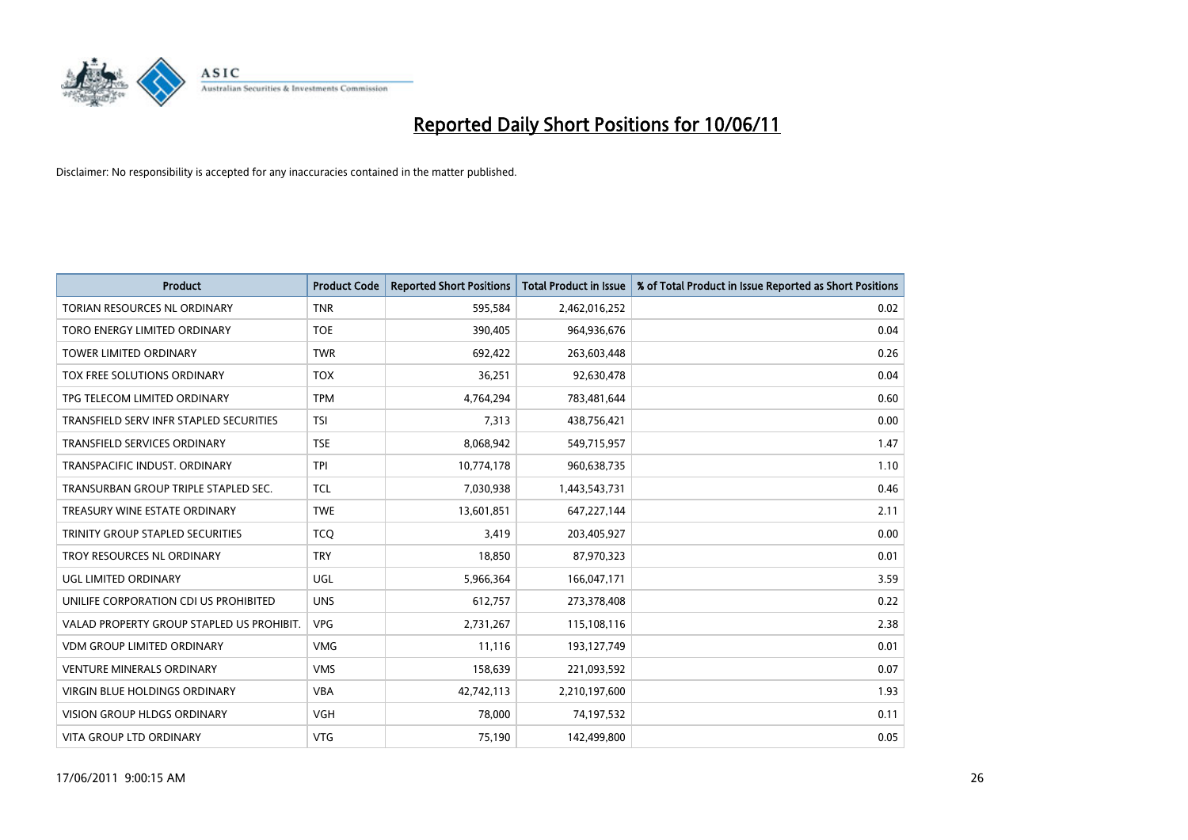# Reported Daily Short Positions for 10/06/11

Disclaimer: No responsibility is accepted for any inaccuracies contained in the matter published.

| Product | Product Code | Reported Short Positions | Total Product in Issue | % of Total Product in Issue Reported as Short Positions |
|---|---|---|---|---|
| TORIAN RESOURCES NL ORDINARY | TNR | 595,584 | 2,462,016,252 | 0.02 |
| TORO ENERGY LIMITED ORDINARY | TOE | 390,405 | 964,936,676 | 0.04 |
| TOWER LIMITED ORDINARY | TWR | 692,422 | 263,603,448 | 0.26 |
| TOX FREE SOLUTIONS ORDINARY | TOX | 36,251 | 92,630,478 | 0.04 |
| TPG TELECOM LIMITED ORDINARY | TPM | 4,764,294 | 783,481,644 | 0.60 |
| TRANSFIELD SERV INFR STAPLED SECURITIES | TSI | 7,313 | 438,756,421 | 0.00 |
| TRANSFIELD SERVICES ORDINARY | TSE | 8,068,942 | 549,715,957 | 1.47 |
| TRANSPACIFIC INDUST. ORDINARY | TPI | 10,774,178 | 960,638,735 | 1.10 |
| TRANSURBAN GROUP TRIPLE STAPLED SEC. | TCL | 7,030,938 | 1,443,543,731 | 0.46 |
| TREASURY WINE ESTATE ORDINARY | TWE | 13,601,851 | 647,227,144 | 2.11 |
| TRINITY GROUP STAPLED SECURITIES | TCQ | 3,419 | 203,405,927 | 0.00 |
| TROY RESOURCES NL ORDINARY | TRY | 18,850 | 87,970,323 | 0.01 |
| UGL LIMITED ORDINARY | UGL | 5,966,364 | 166,047,171 | 3.59 |
| UNILIFE CORPORATION CDI US PROHIBITED | UNS | 612,757 | 273,378,408 | 0.22 |
| VALAD PROPERTY GROUP STAPLED US PROHIBIT. | VPG | 2,731,267 | 115,108,116 | 2.38 |
| VDM GROUP LIMITED ORDINARY | VMG | 11,116 | 193,127,749 | 0.01 |
| VENTURE MINERALS ORDINARY | VMS | 158,639 | 221,093,592 | 0.07 |
| VIRGIN BLUE HOLDINGS ORDINARY | VBA | 42,742,113 | 2,210,197,600 | 1.93 |
| VISION GROUP HLDGS ORDINARY | VGH | 78,000 | 74,197,532 | 0.11 |
| VITA GROUP LTD ORDINARY | VTG | 75,190 | 142,499,800 | 0.05 |

17/06/2011 9:00:15 AM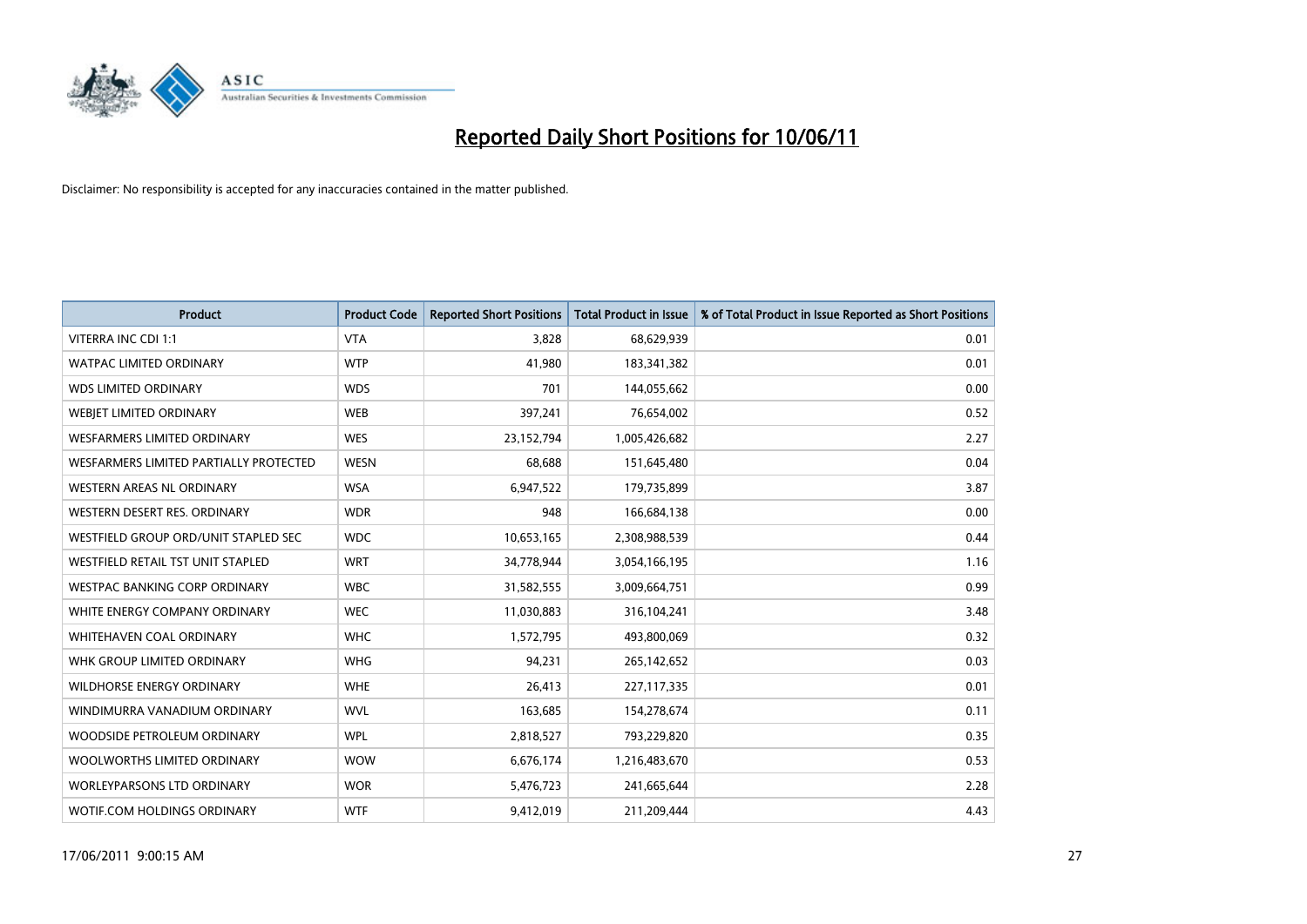# Reported Daily Short Positions for 10/06/11

Disclaimer: No responsibility is accepted for any inaccuracies contained in the matter published.

| Product | Product Code | Reported Short Positions | Total Product in Issue | % of Total Product in Issue Reported as Short Positions |
|---|---|---|---|---|
| VITERRA INC CDI 1:1 | VTA | 3,828 | 68,629,939 | 0.01 |
| WATPAC LIMITED ORDINARY | WTP | 41,980 | 183,341,382 | 0.01 |
| WDS LIMITED ORDINARY | WDS | 701 | 144,055,662 | 0.00 |
| WEBJET LIMITED ORDINARY | WEB | 397,241 | 76,654,002 | 0.52 |
| WESFARMERS LIMITED ORDINARY | WES | 23,152,794 | 1,005,426,682 | 2.27 |
| WESFARMERS LIMITED PARTIALLY PROTECTED | WESN | 68,688 | 151,645,480 | 0.04 |
| WESTERN AREAS NL ORDINARY | WSA | 6,947,522 | 179,735,899 | 3.87 |
| WESTERN DESERT RES. ORDINARY | WDR | 948 | 166,684,138 | 0.00 |
| WESTFIELD GROUP ORD/UNIT STAPLED SEC | WDC | 10,653,165 | 2,308,988,539 | 0.44 |
| WESTFIELD RETAIL TST UNIT STAPLED | WRT | 34,778,944 | 3,054,166,195 | 1.16 |
| WESTPAC BANKING CORP ORDINARY | WBC | 31,582,555 | 3,009,664,751 | 0.99 |
| WHITE ENERGY COMPANY ORDINARY | WEC | 11,030,883 | 316,104,241 | 3.48 |
| WHITEHAVEN COAL ORDINARY | WHC | 1,572,795 | 493,800,069 | 0.32 |
| WHK GROUP LIMITED ORDINARY | WHG | 94,231 | 265,142,652 | 0.03 |
| WILDHORSE ENERGY ORDINARY | WHE | 26,413 | 227,117,335 | 0.01 |
| WINDIMURRA VANADIUM ORDINARY | WVL | 163,685 | 154,278,674 | 0.11 |
| WOODSIDE PETROLEUM ORDINARY | WPL | 2,818,527 | 793,229,820 | 0.35 |
| WOOLWORTHS LIMITED ORDINARY | WOW | 6,676,174 | 1,216,483,670 | 0.53 |
| WORLEYPARSONS LTD ORDINARY | WOR | 5,476,723 | 241,665,644 | 2.28 |
| WOTIF.COM HOLDINGS ORDINARY | WTF | 9,412,019 | 211,209,444 | 4.43 |

17/06/2011 9:00:15 AM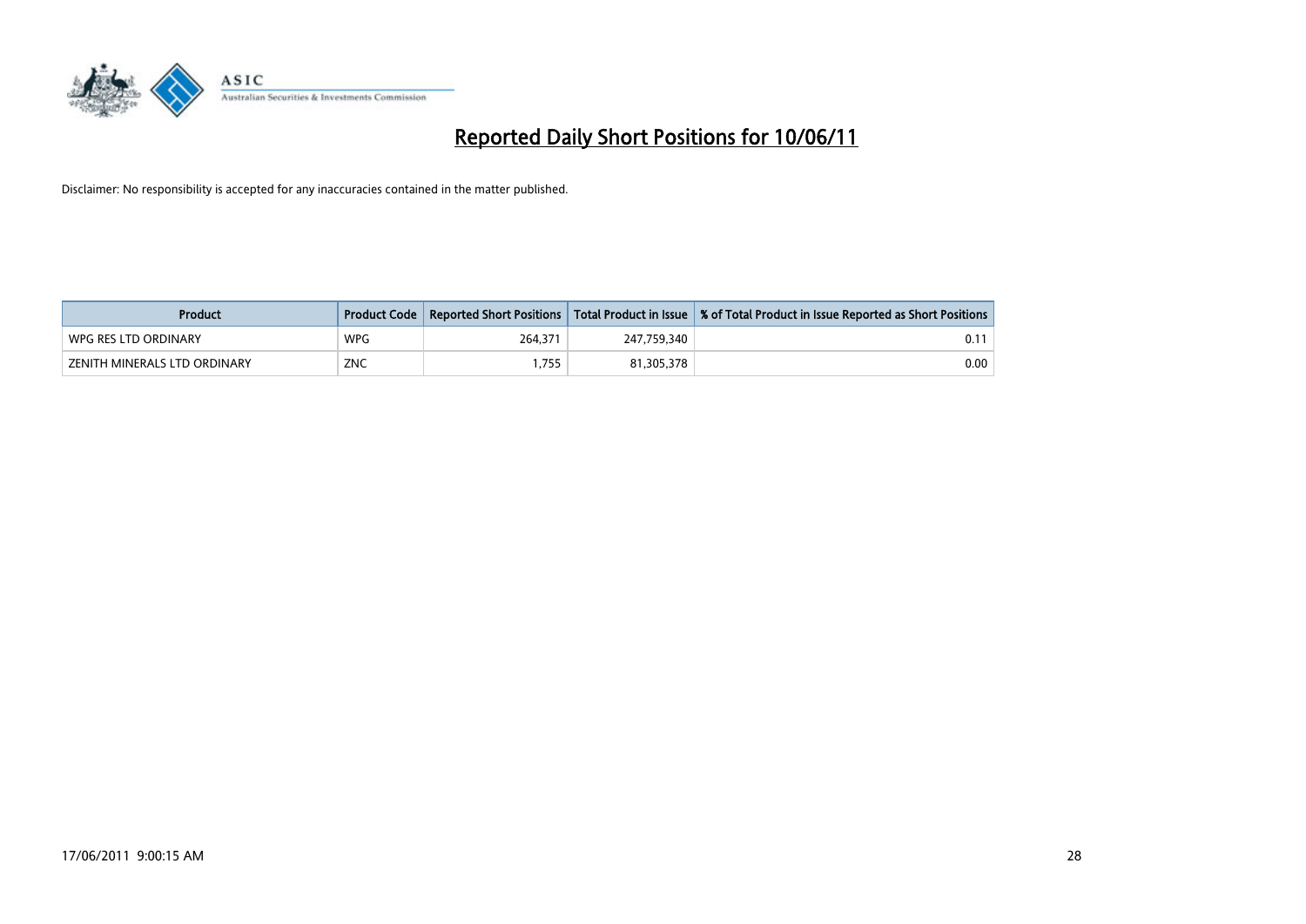# Reported Daily Short Positions for 10/06/11

Disclaimer: No responsibility is accepted for any inaccuracies contained in the matter published.

| Product | Product Code | Reported Short Positions | Total Product in Issue | % of Total Product in Issue Reported as Short Positions |
|---|---|---|---|---|
| WPG RES LTD ORDINARY | WPG | 264,371 | 247,759,340 | 0.11 |
| ZENITH MINERALS LTD ORDINARY | ZNC | 1,755 | 81,305,378 | 0.00 |

17/06/2011 9:00:15 AM